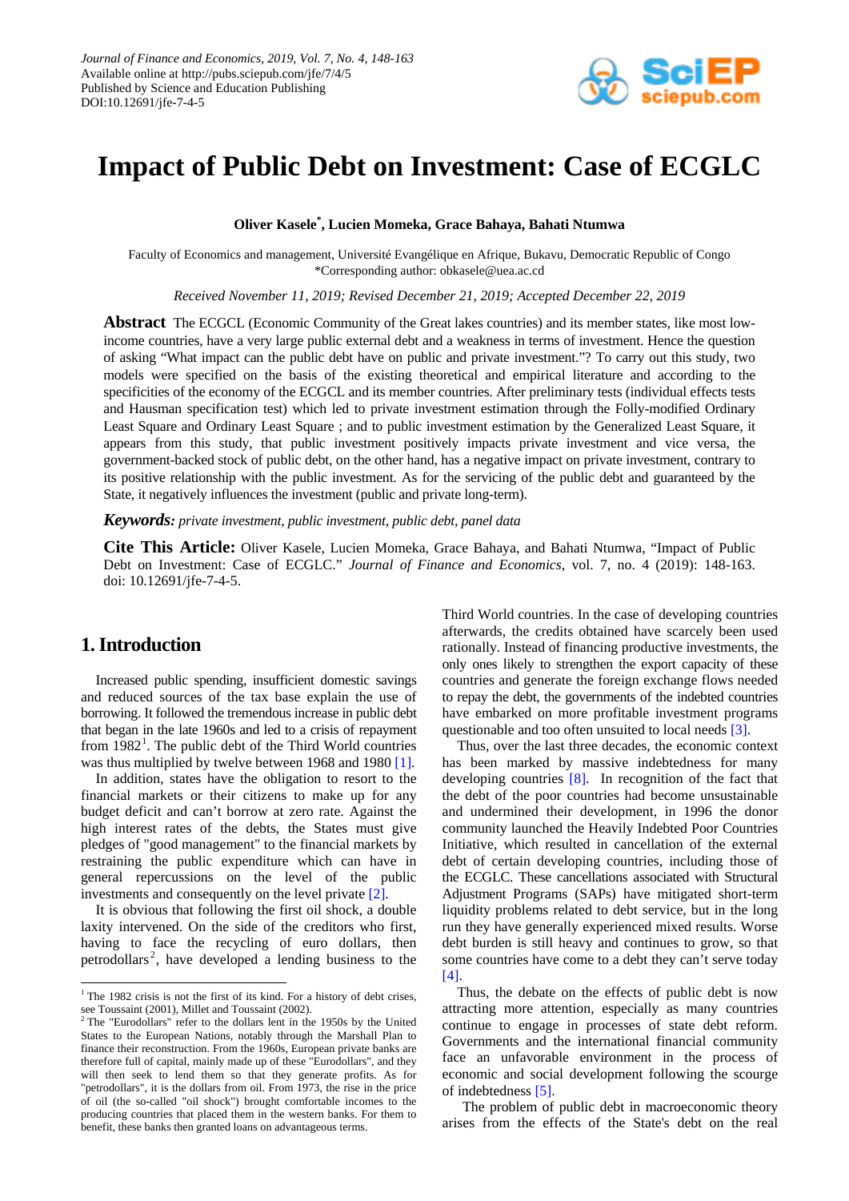# Impact of Public Debt on Investment: Case of ECGLC

**Oliver Kasele[*], Lucien Momeka, Grace Bahaya, Bahati Ntumwa**

Faculty of Economics and management, Université Evangélique en Afrique, Bukavu, Democratic Republic of Congo
*Corresponding author: obkasele@uea.ac.cd

*Received November 11, 2019; Revised December 21, 2019; Accepted December 22, 2019*

**Abstract** The ECGCL (Economic Community of the Great lakes countries) and its member states, like most low-income countries, have a very large public external debt and a weakness in terms of investment. Hence the question of asking "What impact can the public debt have on public and private investment."? To carry out this study, two models were specified on the basis of the existing theoretical and empirical literature and according to the specificities of the economy of the ECGCL and its member countries. After preliminary tests (individual effects tests and Hausman specification test) which led to private investment estimation through the Folly-modified Ordinary Least Square and Ordinary Least Square ; and to public investment estimation by the Generalized Least Square, it appears from this study, that public investment positively impacts private investment and vice versa, the government-backed stock of public debt, on the other hand, has a negative impact on private investment, contrary to its positive relationship with the public investment. As for the servicing of the public debt and guaranteed by the State, it negatively influences the investment (public and private long-term).

***Keywords:*** *private investment, public investment, public debt, panel data*

**Cite This Article:** Oliver Kasele, Lucien Momeka, Grace Bahaya, and Bahati Ntumwa, "Impact of Public Debt on Investment: Case of ECGLC." *Journal of Finance and Economics*, vol. 7, no. 4 (2019): 148-163. doi: 10.12691/jfe-7-4-5.

## 1. Introduction

Increased public spending, insufficient domestic savings and reduced sources of the tax base explain the use of borrowing. It followed the tremendous increase in public debt that began in the late 1960s and led to a crisis of repayment from 1982[1]. The public debt of the Third World countries was thus multiplied by twelve between 1968 and 1980 [1].

In addition, states have the obligation to resort to the financial markets or their citizens to make up for any budget deficit and can't borrow at zero rate. Against the high interest rates of the debts, the States must give pledges of "good management" to the financial markets by restraining the public expenditure which can have in general repercussions on the level of the public investments and consequently on the level private [2].

It is obvious that following the first oil shock, a double laxity intervened. On the side of the creditors who first, having to face the recycling of euro dollars, then petrodollars[2], have developed a lending business to the Third World countries. In the case of developing countries afterwards, the credits obtained have scarcely been used rationally. Instead of financing productive investments, the only ones likely to strengthen the export capacity of these countries and generate the foreign exchange flows needed to repay the debt, the governments of the indebted countries have embarked on more profitable investment programs questionable and too often unsuited to local needs [3].

Thus, over the last three decades, the economic context has been marked by massive indebtedness for many developing countries [8]. In recognition of the fact that the debt of the poor countries had become unsustainable and undermined their development, in 1996 the donor community launched the Heavily Indebted Poor Countries Initiative, which resulted in cancellation of the external debt of certain developing countries, including those of the ECGLC. These cancellations associated with Structural Adjustment Programs (SAPs) have mitigated short-term liquidity problems related to debt service, but in the long run they have generally experienced mixed results. Worse debt burden is still heavy and continues to grow, so that some countries have come to a debt they can't serve today [4].

Thus, the debate on the effects of public debt is now attracting more attention, especially as many countries continue to engage in processes of state debt reform. Governments and the international financial community face an unfavorable environment in the process of economic and social development following the scourge of indebtedness [5].

The problem of public debt in macroeconomic theory arises from the effects of the State's debt on the real

---

[1] The 1982 crisis is not the first of its kind. For a history of debt crises, see Toussaint (2001), Millet and Toussaint (2002).

[2] The "Eurodollars" refer to the dollars lent in the 1950s by the United States to the European Nations, notably through the Marshall Plan to finance their reconstruction. From the 1960s, European private banks are therefore full of capital, mainly made up of these "Eurodollars", and they will then seek to lend them so that they generate profits. As for "petrodollars", it is the dollars from oil. From 1973, the rise in the price of oil (the so-called "oil shock") brought comfortable incomes to the producing countries that placed them in the western banks. For them to benefit, these banks then granted loans on advantageous terms.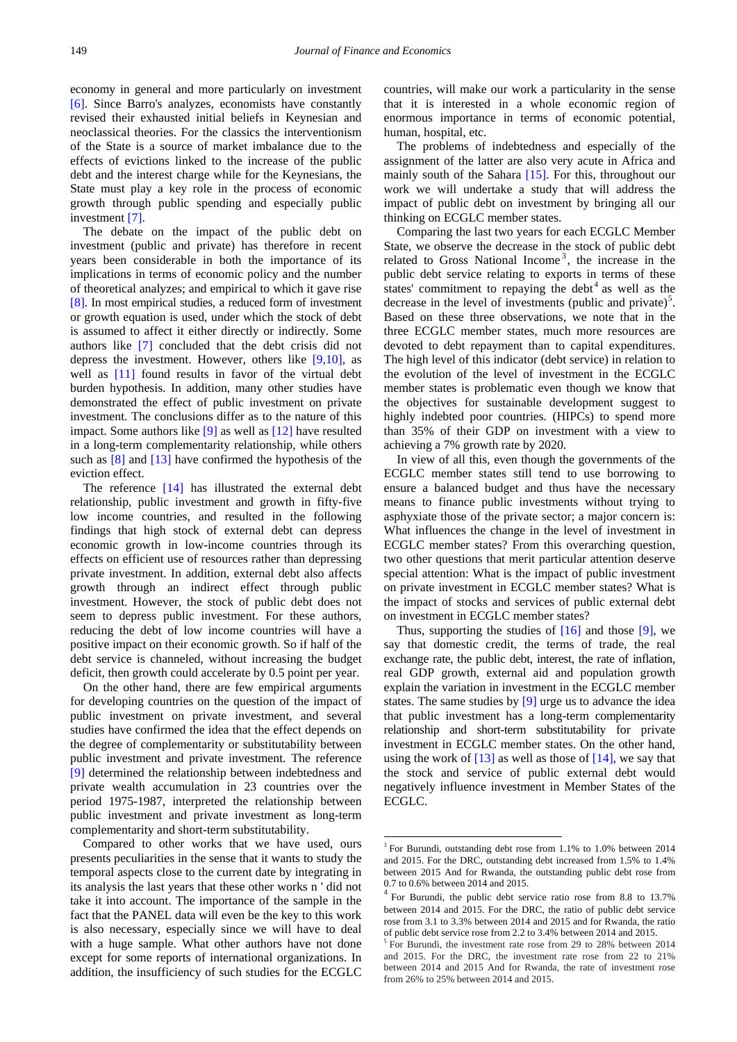economy in general and more particularly on investment [6]. Since Barro's analyzes, economists have constantly revised their exhausted initial beliefs in Keynesian and neoclassical theories. For the classics the interventionism of the State is a source of market imbalance due to the effects of evictions linked to the increase of the public debt and the interest charge while for the Keynesians, the State must play a key role in the process of economic growth through public spending and especially public investment [7].

The debate on the impact of the public debt on investment (public and private) has therefore in recent years been considerable in both the importance of its implications in terms of economic policy and the number of theoretical analyzes; and empirical to which it gave rise [8]. In most empirical studies, a reduced form of investment or growth equation is used, under which the stock of debt is assumed to affect it either directly or indirectly. Some authors like [7] concluded that the debt crisis did not depress the investment. However, others like [9,10], as well as [11] found results in favor of the virtual debt burden hypothesis. In addition, many other studies have demonstrated the effect of public investment on private investment. The conclusions differ as to the nature of this impact. Some authors like [9] as well as [12] have resulted in a long-term complementarity relationship, while others such as [8] and [13] have confirmed the hypothesis of the eviction effect.

The reference [14] has illustrated the external debt relationship, public investment and growth in fifty-five low income countries, and resulted in the following findings that high stock of external debt can depress economic growth in low-income countries through its effects on efficient use of resources rather than depressing private investment. In addition, external debt also affects growth through an indirect effect through public investment. However, the stock of public debt does not seem to depress public investment. For these authors, reducing the debt of low income countries will have a positive impact on their economic growth. So if half of the debt service is channeled, without increasing the budget deficit, then growth could accelerate by 0.5 point per year.

On the other hand, there are few empirical arguments for developing countries on the question of the impact of public investment on private investment, and several studies have confirmed the idea that the effect depends on the degree of complementarity or substitutability between public investment and private investment. The reference [9] determined the relationship between indebtedness and private wealth accumulation in 23 countries over the period 1975-1987, interpreted the relationship between public investment and private investment as long-term complementarity and short-term substitutability.

Compared to other works that we have used, ours presents peculiarities in the sense that it wants to study the temporal aspects close to the current date by integrating in its analysis the last years that these other works n ' did not take it into account. The importance of the sample in the fact that the PANEL data will even be the key to this work is also necessary, especially since we will have to deal with a huge sample. What other authors have not done except for some reports of international organizations. In addition, the insufficiency of such studies for the ECGLC countries, will make our work a particularity in the sense that it is interested in a whole economic region of enormous importance in terms of economic potential, human, hospital, etc.

The problems of indebtedness and especially of the assignment of the latter are also very acute in Africa and mainly south of the Sahara [15]. For this, throughout our work we will undertake a study that will address the impact of public debt on investment by bringing all our thinking on ECGLC member states.

Comparing the last two years for each ECGLC Member State, we observe the decrease in the stock of public debt related to Gross National Income[3], the increase in the public debt service relating to exports in terms of these states' commitment to repaying the debt[4] as well as the decrease in the level of investments (public and private)[5]. Based on these three observations, we note that in the three ECGLC member states, much more resources are devoted to debt repayment than to capital expenditures. The high level of this indicator (debt service) in relation to the evolution of the level of investment in the ECGLC member states is problematic even though we know that the objectives for sustainable development suggest to highly indebted poor countries. (HIPCs) to spend more than 35% of their GDP on investment with a view to achieving a 7% growth rate by 2020.

In view of all this, even though the governments of the ECGLC member states still tend to use borrowing to ensure a balanced budget and thus have the necessary means to finance public investments without trying to asphyxiate those of the private sector; a major concern is: What influences the change in the level of investment in ECGLC member states? From this overarching question, two other questions that merit particular attention deserve special attention: What is the impact of public investment on private investment in ECGLC member states? What is the impact of stocks and services of public external debt on investment in ECGLC member states?

Thus, supporting the studies of [16] and those [9], we say that domestic credit, the terms of trade, the real exchange rate, the public debt, interest, the rate of inflation, real GDP growth, external aid and population growth explain the variation in investment in the ECGLC member states. The same studies by [9] urge us to advance the idea that public investment has a long-term complementarity relationship and short-term substitutability for private investment in ECGLC member states. On the other hand, using the work of [13] as well as those of [14], we say that the stock and service of public external debt would negatively influence investment in Member States of the ECGLC.

---

[3] For Burundi, outstanding debt rose from 1.1% to 1.0% between 2014 and 2015. For the DRC, outstanding debt increased from 1.5% to 1.4% between 2015 And for Rwanda, the outstanding public debt rose from 0.7 to 0.6% between 2014 and 2015.

[4] For Burundi, the public debt service ratio rose from 8.8 to 13.7% between 2014 and 2015. For the DRC, the ratio of public debt service rose from 3.1 to 3.3% between 2014 and 2015 and for Rwanda, the ratio of public debt service rose from 2.2 to 3.4% between 2014 and 2015.

[5] For Burundi, the investment rate rose from 29 to 28% between 2014 and 2015. For the DRC, the investment rate rose from 22 to 21% between 2014 and 2015 And for Rwanda, the rate of investment rose from 26% to 25% between 2014 and 2015.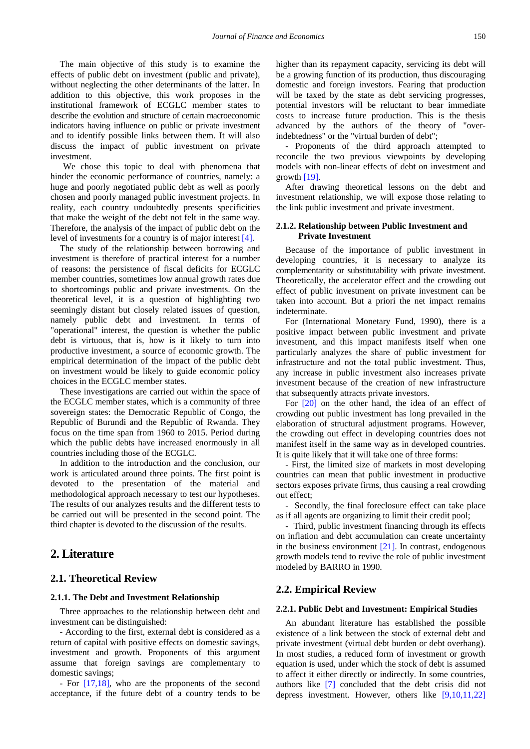The main objective of this study is to examine the effects of public debt on investment (public and private), without neglecting the other determinants of the latter. In addition to this objective, this work proposes in the institutional framework of ECGLC member states to describe the evolution and structure of certain macroeconomic indicators having influence on public or private investment and to identify possible links between them. It will also discuss the impact of public investment on private investment.

We chose this topic to deal with phenomena that hinder the economic performance of countries, namely: a huge and poorly negotiated public debt as well as poorly chosen and poorly managed public investment projects. In reality, each country undoubtedly presents specificities that make the weight of the debt not felt in the same way. Therefore, the analysis of the impact of public debt on the level of investments for a country is of major interest [4].

The study of the relationship between borrowing and investment is therefore of practical interest for a number of reasons: the persistence of fiscal deficits for ECGLC member countries, sometimes low annual growth rates due to shortcomings public and private investments. On the theoretical level, it is a question of highlighting two seemingly distant but closely related issues of question, namely public debt and investment. In terms of "operational" interest, the question is whether the public debt is virtuous, that is, how is it likely to turn into productive investment, a source of economic growth. The empirical determination of the impact of the public debt on investment would be likely to guide economic policy choices in the ECGLC member states.

These investigations are carried out within the space of the ECGLC member states, which is a community of three sovereign states: the Democratic Republic of Congo, the Republic of Burundi and the Republic of Rwanda. They focus on the time span from 1960 to 2015. Period during which the public debts have increased enormously in all countries including those of the ECGLC.

In addition to the introduction and the conclusion, our work is articulated around three points. The first point is devoted to the presentation of the material and methodological approach necessary to test our hypotheses. The results of our analyzes results and the different tests to be carried out will be presented in the second point. The third chapter is devoted to the discussion of the results.

# 2. Literature

## 2.1. Theoretical Review

### 2.1.1. The Debt and Investment Relationship

Three approaches to the relationship between debt and investment can be distinguished:

- According to the first, external debt is considered as a return of capital with positive effects on domestic savings, investment and growth. Proponents of this argument assume that foreign savings are complementary to domestic savings;
- For [17,18], who are the proponents of the second acceptance, if the future debt of a country tends to be higher than its repayment capacity, servicing its debt will be a growing function of its production, thus discouraging domestic and foreign investors. Fearing that production will be taxed by the state as debt servicing progresses, potential investors will be reluctant to bear immediate costs to increase future production. This is the thesis advanced by the authors of the theory of "over-indebtedness" or the "virtual burden of debt";
- Proponents of the third approach attempted to reconcile the two previous viewpoints by developing models with non-linear effects of debt on investment and growth [19].

After drawing theoretical lessons on the debt and investment relationship, we will expose those relating to the link public investment and private investment.

### 2.1.2. Relationship between Public Investment and Private Investment

Because of the importance of public investment in developing countries, it is necessary to analyze its complementarity or substitutability with private investment. Theoretically, the accelerator effect and the crowding out effect of public investment on private investment can be taken into account. But a priori the net impact remains indeterminate.

For (International Monetary Fund, 1990), there is a positive impact between public investment and private investment, and this impact manifests itself when one particularly analyzes the share of public investment for infrastructure and not the total public investment. Thus, any increase in public investment also increases private investment because of the creation of new infrastructure that subsequently attracts private investors.

For [20] on the other hand, the idea of an effect of crowding out public investment has long prevailed in the elaboration of structural adjustment programs. However, the crowding out effect in developing countries does not manifest itself in the same way as in developed countries. It is quite likely that it will take one of three forms:

- First, the limited size of markets in most developing countries can mean that public investment in productive sectors exposes private firms, thus causing a real crowding out effect;
- Secondly, the final foreclosure effect can take place as if all agents are organizing to limit their credit pool;
- Third, public investment financing through its effects on inflation and debt accumulation can create uncertainty in the business environment [21]. In contrast, endogenous growth models tend to revive the role of public investment modeled by BARRO in 1990.

## 2.2. Empirical Review

### 2.2.1. Public Debt and Investment: Empirical Studies

An abundant literature has established the possible existence of a link between the stock of external debt and private investment (virtual debt burden or debt overhang). In most studies, a reduced form of investment or growth equation is used, under which the stock of debt is assumed to affect it either directly or indirectly. In some countries, authors like [7] concluded that the debt crisis did not depress investment. However, others like [9,10,11,22]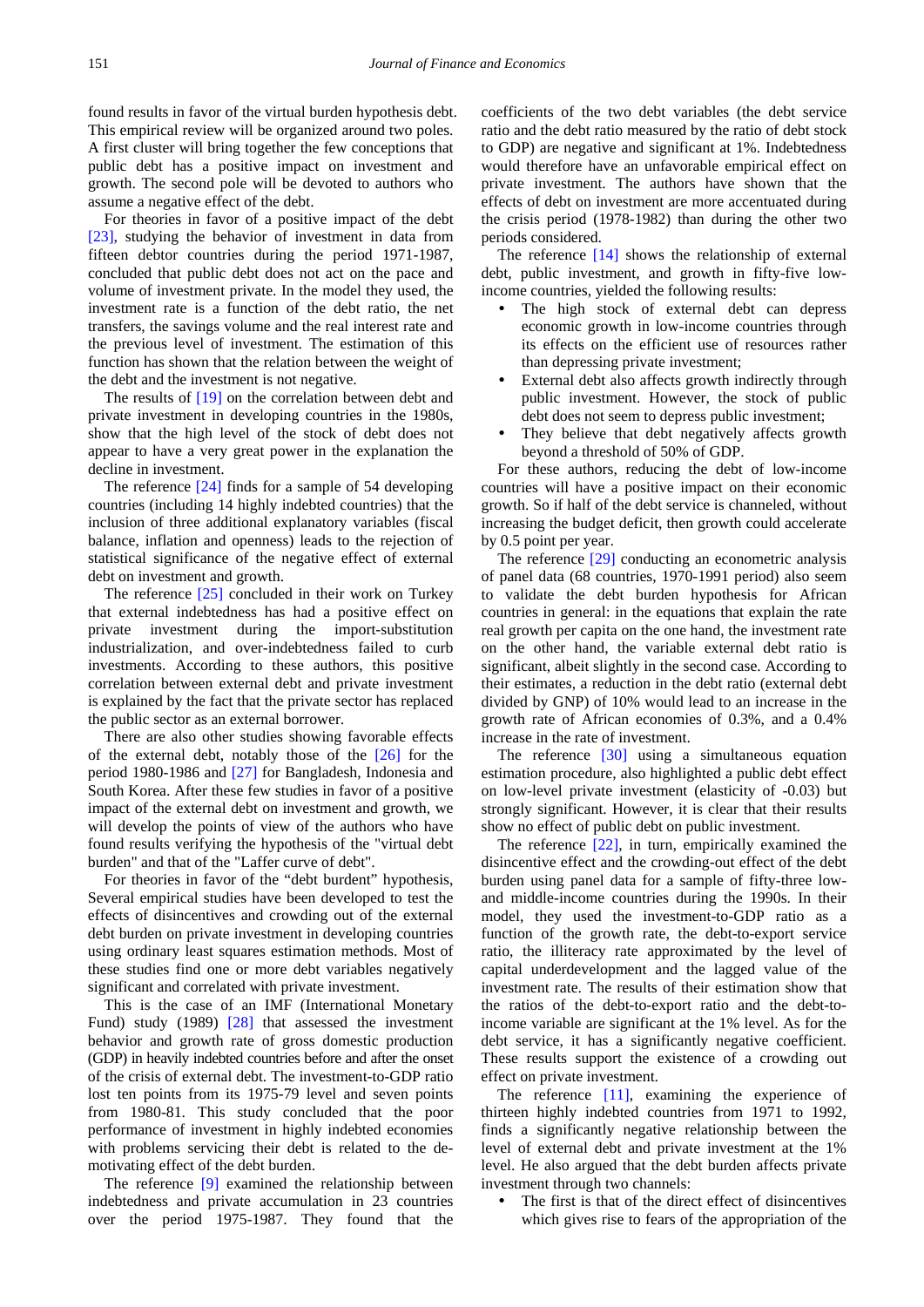found results in favor of the virtual burden hypothesis debt. This empirical review will be organized around two poles. A first cluster will bring together the few conceptions that public debt has a positive impact on investment and growth. The second pole will be devoted to authors who assume a negative effect of the debt.

For theories in favor of a positive impact of the debt [23], studying the behavior of investment in data from fifteen debtor countries during the period 1971-1987, concluded that public debt does not act on the pace and volume of investment private. In the model they used, the investment rate is a function of the debt ratio, the net transfers, the savings volume and the real interest rate and the previous level of investment. The estimation of this function has shown that the relation between the weight of the debt and the investment is not negative.

The results of [19] on the correlation between debt and private investment in developing countries in the 1980s, show that the high level of the stock of debt does not appear to have a very great power in the explanation the decline in investment.

The reference [24] finds for a sample of 54 developing countries (including 14 highly indebted countries) that the inclusion of three additional explanatory variables (fiscal balance, inflation and openness) leads to the rejection of statistical significance of the negative effect of external debt on investment and growth.

The reference [25] concluded in their work on Turkey that external indebtedness has had a positive effect on private investment during the import-substitution industrialization, and over-indebtedness failed to curb investments. According to these authors, this positive correlation between external debt and private investment is explained by the fact that the private sector has replaced the public sector as an external borrower.

There are also other studies showing favorable effects of the external debt, notably those of the [26] for the period 1980-1986 and [27] for Bangladesh, Indonesia and South Korea. After these few studies in favor of a positive impact of the external debt on investment and growth, we will develop the points of view of the authors who have found results verifying the hypothesis of the "virtual debt burden" and that of the "Laffer curve of debt".

For theories in favor of the "debt burdent" hypothesis, Several empirical studies have been developed to test the effects of disincentives and crowding out of the external debt burden on private investment in developing countries using ordinary least squares estimation methods. Most of these studies find one or more debt variables negatively significant and correlated with private investment.

This is the case of an IMF (International Monetary Fund) study (1989) [28] that assessed the investment behavior and growth rate of gross domestic production (GDP) in heavily indebted countries before and after the onset of the crisis of external debt. The investment-to-GDP ratio lost ten points from its 1975-79 level and seven points from 1980-81. This study concluded that the poor performance of investment in highly indebted economies with problems servicing their debt is related to the de-motivating effect of the debt burden.

The reference [9] examined the relationship between indebtedness and private accumulation in 23 countries over the period 1975-1987. They found that the coefficients of the two debt variables (the debt service ratio and the debt ratio measured by the ratio of debt stock to GDP) are negative and significant at 1%. Indebtedness would therefore have an unfavorable empirical effect on private investment. The authors have shown that the effects of debt on investment are more accentuated during the crisis period (1978-1982) than during the other two periods considered.

The reference [14] shows the relationship of external debt, public investment, and growth in fifty-five low-income countries, yielded the following results:

- The high stock of external debt can depress economic growth in low-income countries through its effects on the efficient use of resources rather than depressing private investment;
- External debt also affects growth indirectly through public investment. However, the stock of public debt does not seem to depress public investment;
- They believe that debt negatively affects growth beyond a threshold of 50% of GDP.

For these authors, reducing the debt of low-income countries will have a positive impact on their economic growth. So if half of the debt service is channeled, without increasing the budget deficit, then growth could accelerate by 0.5 point per year.

The reference [29] conducting an econometric analysis of panel data (68 countries, 1970-1991 period) also seem to validate the debt burden hypothesis for African countries in general: in the equations that explain the rate real growth per capita on the one hand, the investment rate on the other hand, the variable external debt ratio is significant, albeit slightly in the second case. According to their estimates, a reduction in the debt ratio (external debt divided by GNP) of 10% would lead to an increase in the growth rate of African economies of 0.3%, and a 0.4% increase in the rate of investment.

The reference [30] using a simultaneous equation estimation procedure, also highlighted a public debt effect on low-level private investment (elasticity of -0.03) but strongly significant. However, it is clear that their results show no effect of public debt on public investment.

The reference [22], in turn, empirically examined the disincentive effect and the crowding-out effect of the debt burden using panel data for a sample of fifty-three low- and middle-income countries during the 1990s. In their model, they used the investment-to-GDP ratio as a function of the growth rate, the debt-to-export service ratio, the illiteracy rate approximated by the level of capital underdevelopment and the lagged value of the investment rate. The results of their estimation show that the ratios of the debt-to-export ratio and the debt-to-income variable are significant at the 1% level. As for the debt service, it has a significantly negative coefficient. These results support the existence of a crowding out effect on private investment.

The reference [11], examining the experience of thirteen highly indebted countries from 1971 to 1992, finds a significantly negative relationship between the level of external debt and private investment at the 1% level. He also argued that the debt burden affects private investment through two channels:

- The first is that of the direct effect of disincentives which gives rise to fears of the appropriation of the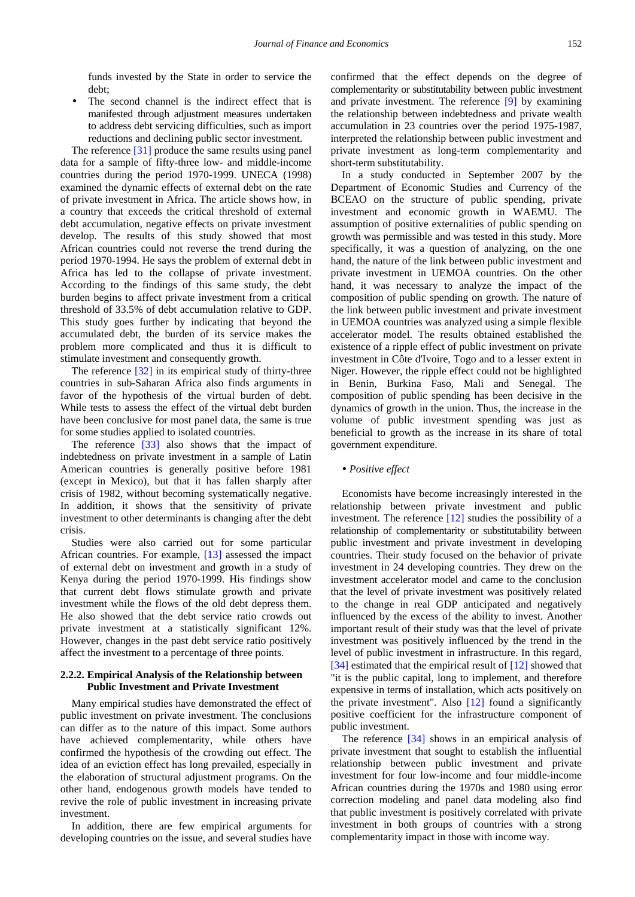funds invested by the State in order to service the debt;

- The second channel is the indirect effect that is manifested through adjustment measures undertaken to address debt servicing difficulties, such as import reductions and declining public sector investment.

The reference [31] produce the same results using panel data for a sample of fifty-three low- and middle-income countries during the period 1970-1999. UNECA (1998) examined the dynamic effects of external debt on the rate of private investment in Africa. The article shows how, in a country that exceeds the critical threshold of external debt accumulation, negative effects on private investment develop. The results of this study showed that most African countries could not reverse the trend during the period 1970-1994. He says the problem of external debt in Africa has led to the collapse of private investment. According to the findings of this same study, the debt burden begins to affect private investment from a critical threshold of 33.5% of debt accumulation relative to GDP. This study goes further by indicating that beyond the accumulated debt, the burden of its service makes the problem more complicated and thus it is difficult to stimulate investment and consequently growth.

The reference [32] in its empirical study of thirty-three countries in sub-Saharan Africa also finds arguments in favor of the hypothesis of the virtual burden of debt. While tests to assess the effect of the virtual debt burden have been conclusive for most panel data, the same is true for some studies applied to isolated countries.

The reference [33] also shows that the impact of indebtedness on private investment in a sample of Latin American countries is generally positive before 1981 (except in Mexico), but that it has fallen sharply after crisis of 1982, without becoming systematically negative. In addition, it shows that the sensitivity of private investment to other determinants is changing after the debt crisis.

Studies were also carried out for some particular African countries. For example, [13] assessed the impact of external debt on investment and growth in a study of Kenya during the period 1970-1999. His findings show that current debt flows stimulate growth and private investment while the flows of the old debt depress them. He also showed that the debt service ratio crowds out private investment at a statistically significant 12%. However, changes in the past debt service ratio positively affect the investment to a percentage of three points.

### 2.2.2. Empirical Analysis of the Relationship between Public Investment and Private Investment

Many empirical studies have demonstrated the effect of public investment on private investment. The conclusions can differ as to the nature of this impact. Some authors have achieved complementarity, while others have confirmed the hypothesis of the crowding out effect. The idea of an eviction effect has long prevailed, especially in the elaboration of structural adjustment programs. On the other hand, endogenous growth models have tended to revive the role of public investment in increasing private investment.

In addition, there are few empirical arguments for developing countries on the issue, and several studies have confirmed that the effect depends on the degree of complementarity or substitutability between public investment and private investment. The reference [9] by examining the relationship between indebtedness and private wealth accumulation in 23 countries over the period 1975-1987, interpreted the relationship between public investment and private investment as long-term complementarity and short-term substitutability.

In a study conducted in September 2007 by the Department of Economic Studies and Currency of the BCEAO on the structure of public spending, private investment and economic growth in WAEMU. The assumption of positive externalities of public spending on growth was permissible and was tested in this study. More specifically, it was a question of analyzing, on the one hand, the nature of the link between public investment and private investment in UEMOA countries. On the other hand, it was necessary to analyze the impact of the composition of public spending on growth. The nature of the link between public investment and private investment in UEMOA countries was analyzed using a simple flexible accelerator model. The results obtained established the existence of a ripple effect of public investment on private investment in Côte d'Ivoire, Togo and to a lesser extent in Niger. However, the ripple effect could not be highlighted in Benin, Burkina Faso, Mali and Senegal. The composition of public spending has been decisive in the dynamics of growth in the union. Thus, the increase in the volume of public investment spending was just as beneficial to growth as the increase in its share of total government expenditure.

- *Positive effect*

Economists have become increasingly interested in the relationship between private investment and public investment. The reference [12] studies the possibility of a relationship of complementarity or substitutability between public investment and private investment in developing countries. Their study focused on the behavior of private investment in 24 developing countries. They drew on the investment accelerator model and came to the conclusion that the level of private investment was positively related to the change in real GDP anticipated and negatively influenced by the excess of the ability to invest. Another important result of their study was that the level of private investment was positively influenced by the trend in the level of public investment in infrastructure. In this regard, [34] estimated that the empirical result of [12] showed that "it is the public capital, long to implement, and therefore expensive in terms of installation, which acts positively on the private investment". Also [12] found a significantly positive coefficient for the infrastructure component of public investment.

The reference [34] shows in an empirical analysis of private investment that sought to establish the influential relationship between public investment and private investment for four low-income and four middle-income African countries during the 1970s and 1980 using error correction modeling and panel data modeling also find that public investment is positively correlated with private investment in both groups of countries with a strong complementarity impact in those with income way.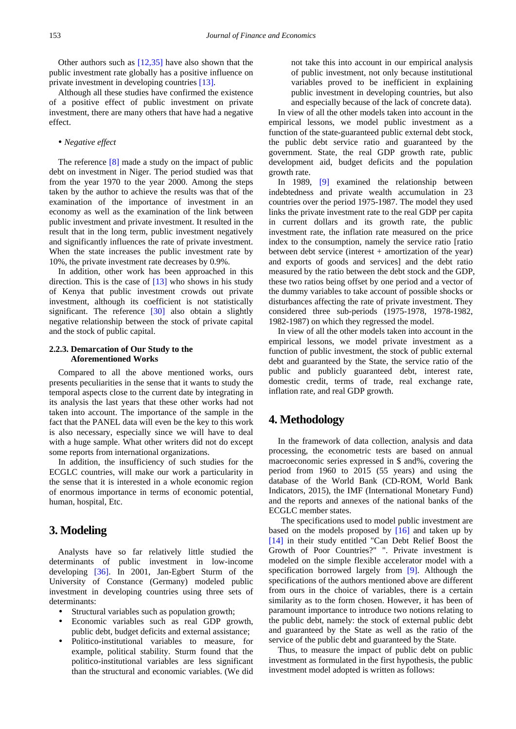Other authors such as [12,35] have also shown that the public investment rate globally has a positive influence on private investment in developing countries [13].

Although all these studies have confirmed the existence of a positive effect of public investment on private investment, there are many others that have had a negative effect.

- *Negative effect*

The reference [8] made a study on the impact of public debt on investment in Niger. The period studied was that from the year 1970 to the year 2000. Among the steps taken by the author to achieve the results was that of the examination of the importance of investment in an economy as well as the examination of the link between public investment and private investment. It resulted in the result that in the long term, public investment negatively and significantly influences the rate of private investment. When the state increases the public investment rate by 10%, the private investment rate decreases by 0.9%.

In addition, other work has been approached in this direction. This is the case of [13] who shows in his study of Kenya that public investment crowds out private investment, although its coefficient is not statistically significant. The reference [30] also obtain a slightly negative relationship between the stock of private capital and the stock of public capital.

#### 2.2.3. Demarcation of Our Study to the Aforementioned Works

Compared to all the above mentioned works, ours presents peculiarities in the sense that it wants to study the temporal aspects close to the current date by integrating in its analysis the last years that these other works had not taken into account. The importance of the sample in the fact that the PANEL data will even be the key to this work is also necessary, especially since we will have to deal with a huge sample. What other writers did not do except some reports from international organizations.

In addition, the insufficiency of such studies for the ECGLC countries, will make our work a particularity in the sense that it is interested in a whole economic region of enormous importance in terms of economic potential, human, hospital, Etc.

## 3. Modeling

Analysts have so far relatively little studied the determinants of public investment in low-income developing [36]. In 2001, Jan-Egbert Sturm of the University of Constance (Germany) modeled public investment in developing countries using three sets of determinants:

- Structural variables such as population growth;
- Economic variables such as real GDP growth, public debt, budget deficits and external assistance;
- Politico-institutional variables to measure, for example, political stability. Sturm found that the politico-institutional variables are less significant than the structural and economic variables. (We did not take this into account in our empirical analysis of public investment, not only because institutional variables proved to be inefficient in explaining public investment in developing countries, but also and especially because of the lack of concrete data).

In view of all the other models taken into account in the empirical lessons, we model public investment as a function of the state-guaranteed public external debt stock, the public debt service ratio and guaranteed by the government. State, the real GDP growth rate, public development aid, budget deficits and the population growth rate.

In 1989, [9] examined the relationship between indebtedness and private wealth accumulation in 23 countries over the period 1975-1987. The model they used links the private investment rate to the real GDP per capita in current dollars and its growth rate, the public investment rate, the inflation rate measured on the price index to the consumption, namely the service ratio [ratio between debt service (interest + amortization of the year) and exports of goods and services] and the debt ratio measured by the ratio between the debt stock and the GDP, these two ratios being offset by one period and a vector of the dummy variables to take account of possible shocks or disturbances affecting the rate of private investment. They considered three sub-periods (1975-1978, 1978-1982, 1982-1987) on which they regressed the model.

In view of all the other models taken into account in the empirical lessons, we model private investment as a function of public investment, the stock of public external debt and guaranteed by the State, the service ratio of the public and publicly guaranteed debt, interest rate, domestic credit, terms of trade, real exchange rate, inflation rate, and real GDP growth.

## 4. Methodology

In the framework of data collection, analysis and data processing, the econometric tests are based on annual macroeconomic series expressed in $ and%, covering the period from 1960 to 2015 (55 years) and using the database of the World Bank (CD-ROM, World Bank Indicators, 2015), the IMF (International Monetary Fund) and the reports and annexes of the national banks of the ECGLC member states.

The specifications used to model public investment are based on the models proposed by [16] and taken up by [14] in their study entitled "Can Debt Relief Boost the Growth of Poor Countries?" ". Private investment is modeled on the simple flexible accelerator model with a specification borrowed largely from [9]. Although the specifications of the authors mentioned above are different from ours in the choice of variables, there is a certain similarity as to the form chosen. However, it has been of paramount importance to introduce two notions relating to the public debt, namely: the stock of external public debt and guaranteed by the State as well as the ratio of the service of the public debt and guaranteed by the State.

Thus, to measure the impact of public debt on public investment as formulated in the first hypothesis, the public investment model adopted is written as follows: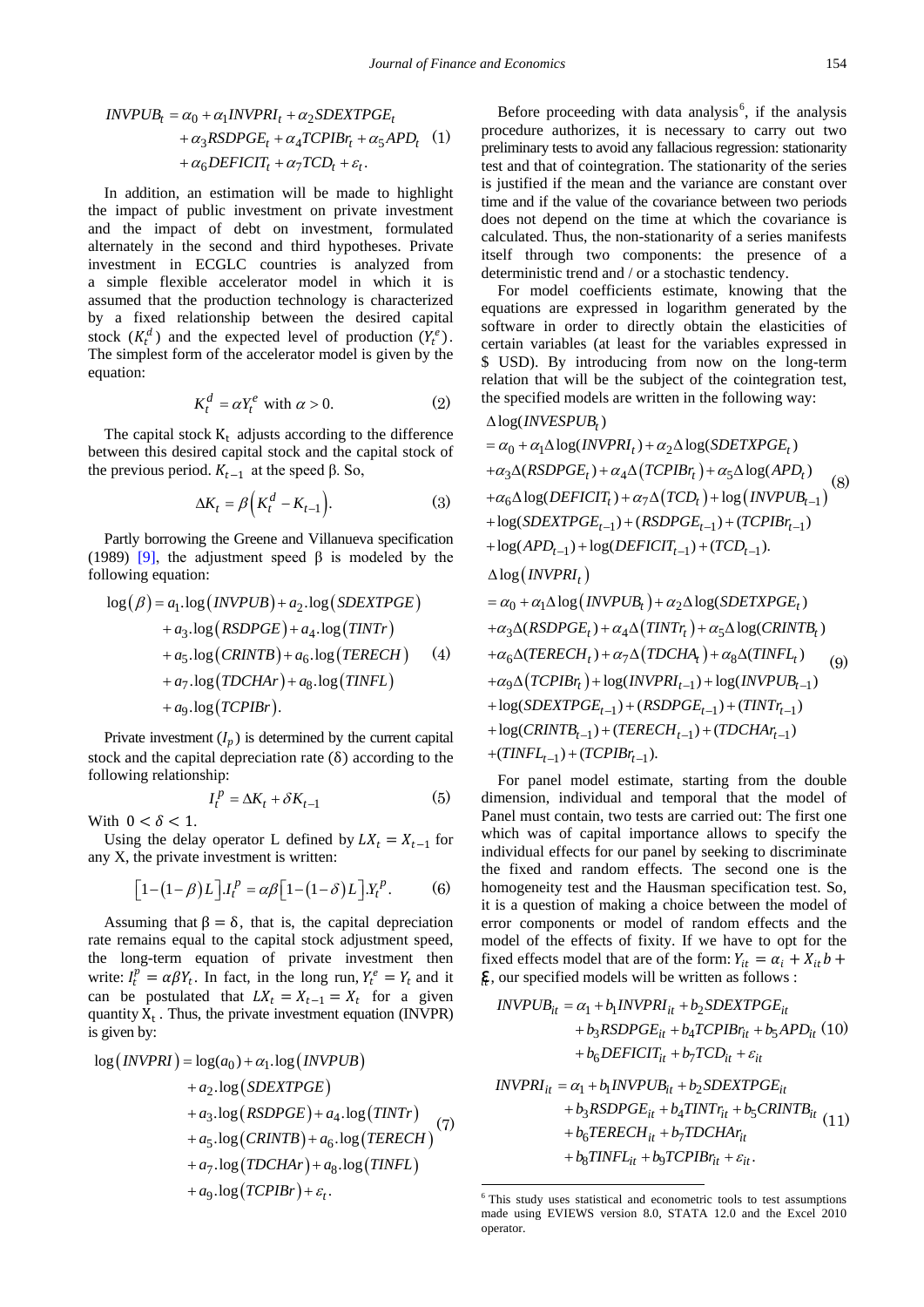$$INVPUB_t = \alpha_0 + \alpha_1 INVPRI_t + \alpha_2 SDEXTPGE_t + \alpha_3 RSDPGE_t + \alpha_4 TCPIBr_t + \alpha_5 APD_t + \alpha_6 DEFICIT_t + \alpha_7 TCD_t + \varepsilon_t. \quad (1)$$

In addition, an estimation will be made to highlight the impact of public investment on private investment and the impact of debt on investment, formulated alternately in the second and third hypotheses. Private investment in ECGLC countries is analyzed from a simple flexible accelerator model in which it is assumed that the production technology is characterized by a fixed relationship between the desired capital stock ($K_t^d$) and the expected level of production ($Y_t^e$). The simplest form of the accelerator model is given by the equation:

$$K_t^d = \alpha Y_t^e \text{ with } \alpha > 0. \quad (2)$$

The capital stock $K_t$ adjusts according to the difference between this desired capital stock and the capital stock of the previous period. $K_{t-1}$ at the speed β. So,

$$\Delta K_t = \beta\left(K_t^d - K_{t-1}\right). \quad (3)$$

Partly borrowing the Greene and Villanueva specification (1989) [9], the adjustment speed β is modeled by the following equation:

$$\log(\beta) = a_1.\log(INVPUB) + a_2.\log(SDEXTPGE) + a_3.\log(RSDPGE) + a_4.\log(TINTr) + a_5.\log(CRINTB) + a_6.\log(TERECH) + a_7.\log(TDCHAr) + a_8.\log(TINFL) + a_9.\log(TCPIBr). \quad (4)$$

Private investment ($I_p$) is determined by the current capital stock and the capital depreciation rate (δ) according to the following relationship:

$$I_t^P = \Delta K_t + \delta K_{t-1} \quad (5)$$

With $0 < \delta < 1$.

Using the delay operator L defined by $LX_t = X_{t-1}$ for any X, the private investment is written:

$$\left[1-(1-\beta)L\right].I_t^P = \alpha\beta\left[1-(1-\delta)L\right].Y_t^P. \quad (6)$$

Assuming that $\beta = \delta$, that is, the capital depreciation rate remains equal to the capital stock adjustment speed, the long-term equation of private investment then write: $I_t^P = \alpha\beta Y_t$. In fact, in the long run, $Y_t^e = Y_t$ and it can be postulated that $LX_t = X_{t-1} = X_t$ for a given quantity $X_t$. Thus, the private investment equation (INVPR) is given by:

$$\log(INVPRI) = \log(a_0) + \alpha_1.\log(INVPUB) + a_2.\log(SDEXTPGE) + a_3.\log(RSDPGE) + a_4.\log(TINTr) + a_5.\log(CRINTB) + a_6.\log(TERECH) + a_7.\log(TDCHAr) + a_8.\log(TINFL) + a_9.\log(TCPIBr) + \varepsilon_t. \quad (7)$$

Before proceeding with data analysis[6], if the analysis procedure authorizes, it is necessary to carry out two preliminary tests to avoid any fallacious regression: stationarity test and that of cointegration. The stationarity of the series is justified if the mean and the variance are constant over time and if the value of the covariance between two periods does not depend on the time at which the covariance is calculated. Thus, the non-stationarity of a series manifests itself through two components: the presence of a deterministic trend and / or a stochastic tendency.

For model coefficients estimate, knowing that the equations are expressed in logarithm generated by the software in order to directly obtain the elasticities of certain variables (at least for the variables expressed in \$ USD). By introducing from now on the long-term relation that will be the subject of the cointegration test, the specified models are written in the following way:

$$\begin{aligned}
&\Delta\log(INVESPUB_t) \\
&= \alpha_0 + \alpha_1\Delta\log(INVPRI_t) + \alpha_2\Delta\log(SDETXPGE_t) \\
&+ \alpha_3\Delta(RSDPGE_t) + \alpha_4\Delta(TCPIBr_t) + \alpha_5\Delta\log(APD_t) \\
&+ \alpha_6\Delta\log(DEFICIT_t) + \alpha_7\Delta(TCD_t) + \log(INVPUB_{t-1}) \\
&+ \log(SDEXTPGE_{t-1}) + (RSDPGE_{t-1}) + (TCPIBr_{t-1}) \\
&+ \log(APD_{t-1}) + \log(DEFICIT_{t-1}) + (TCD_{t-1}).
\end{aligned} \quad (8)$$

$$\begin{aligned}
&\Delta\log(INVPRI_t) \\
&= \alpha_0 + \alpha_1\Delta\log(INVPUB_t) + \alpha_2\Delta\log(SDETXPGE_t) \\
&+ \alpha_3\Delta(RSDPGE_t) + \alpha_4\Delta(TINTr_t) + \alpha_5\Delta\log(CRINTB_t) \\
&+ \alpha_6\Delta(TERECH_t) + \alpha_7\Delta(TDCHA_t) + \alpha_8\Delta(TINFL_t) \\
&+ \alpha_9\Delta(TCPIBr_t) + \log(INVPRI_{t-1}) + \log(INVPUB_{t-1}) \\
&+ \log(SDEXTPGE_{t-1}) + (RSDPGE_{t-1}) + (TINTr_{t-1}) \\
&+ \log(CRINTB_{t-1}) + (TERECH_{t-1}) + (TDCHAr_{t-1}) \\
&+ (TINFL_{t-1}) + (TCPIBr_{t-1}).
\end{aligned} \quad (9)$$

For panel model estimate, starting from the double dimension, individual and temporal that the model of Panel must contain, two tests are carried out: The first one which was of capital importance allows to specify the individual effects for our panel by seeking to discriminate the fixed and random effects. The second one is the homogeneity test and the Hausman specification test. So, it is a question of making a choice between the model of error components or model of random effects and the model of the effects of fixity. If we have to opt for the fixed effects model that are of the form: $Y_{it} = \alpha_i + X_{it}b + \varepsilon_{it}$, our specified models will be written as follows :

$$INVPUB_{it} = \alpha_1 + b_1 INVPRI_{it} + b_2 SDEXTPGE_{it} + b_3 RSDPGE_{it} + b_4 TCPIBr_{it} + b_5 APD_{it} + b_6 DEFICIT_{it} + b_7 TCD_{it} + \varepsilon_{it} \quad (10)$$

$$INVPRI_{it} = \alpha_1 + b_1 INVPUB_{it} + b_2 SDEXTPGE_{it} + b_3 RSDPGE_{it} + b_4 TINTr_{it} + b_5 CRINTB_{it} + b_6 TERECH_{it} + b_7 TDCHAr_{it} + b_8 TINFL_{it} + b_9 TCPIBr_{it} + \varepsilon_{it}. \quad (11)$$

[6] This study uses statistical and econometric tools to test assumptions made using EVIEWS version 8.0, STATA 12.0 and the Excel 2010 operator.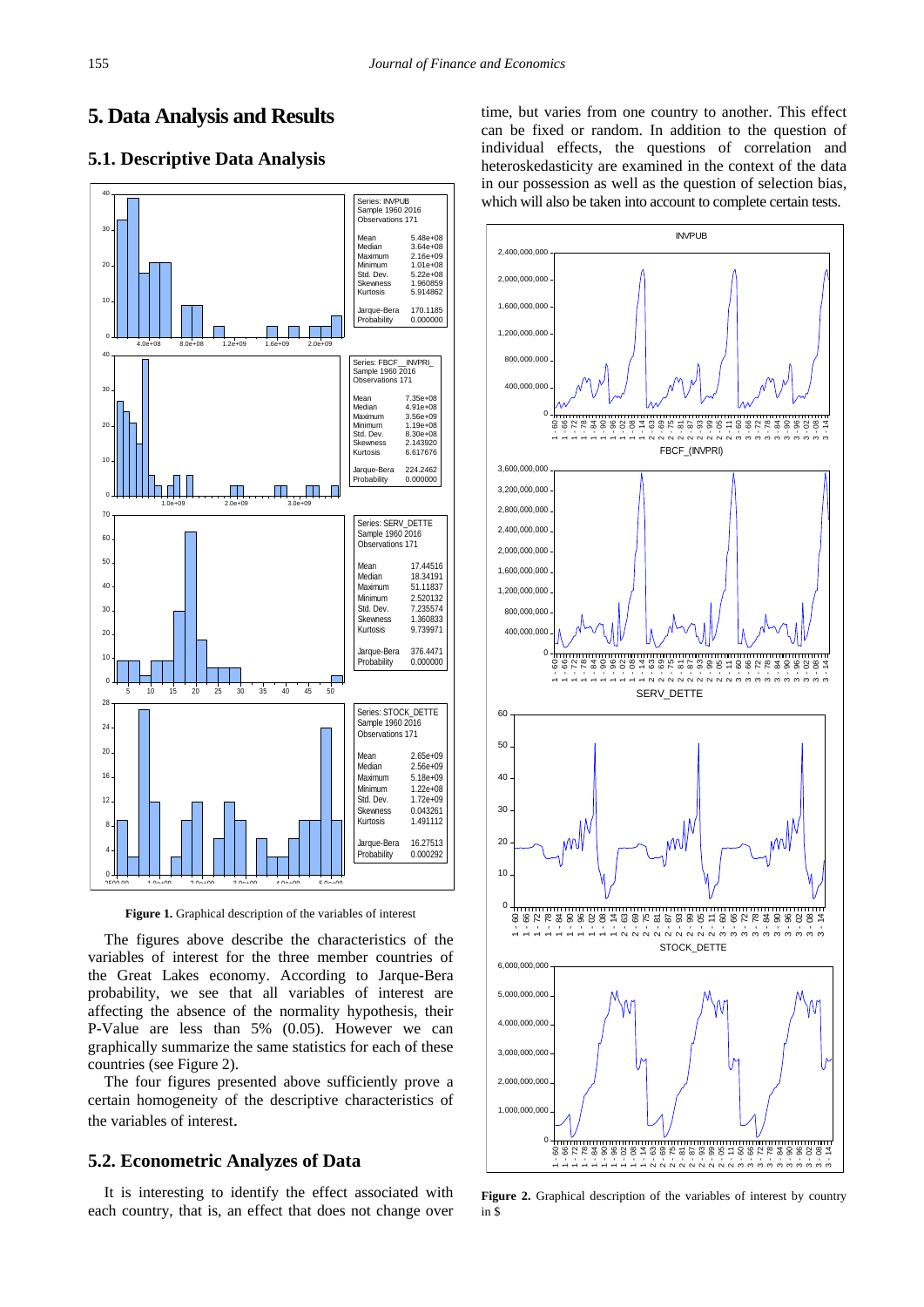## 5. Data Analysis and Results

### 5.1. Descriptive Data Analysis

| Series: INVPUB | |
|---|---|
| Sample 1960 2016 | |
| Observations 171 | |
| Mean | 5.48e+08 |
| Median | 3.64e+08 |
| Maximum | 2.16e+09 |
| Minimum | 1.01e+08 |
| Std. Dev. | 5.22e+08 |
| Skewness | 1.960859 |
| Kurtosis | 5.914862 |
| Jarque-Bera | 170.1185 |
| Probability | 0.000000 |

| Series: FBCF__INVPRI_ | |
|---|---|
| Sample 1960 2016 | |
| Observations 171 | |
| Mean | 7.35e+08 |
| Median | 4.91e+08 |
| Maximum | 3.56e+09 |
| Minimum | 1.19e+08 |
| Std. Dev. | 8.30e+08 |
| Skewness | 2.143920 |
| Kurtosis | 6.617676 |
| Jarque-Bera | 224.2462 |
| Probability | 0.000000 |

| Series: SERV_DETTE | |
|---|---|
| Sample 1960 2016 | |
| Observations 171 | |
| Mean | 17.44516 |
| Median | 18.34191 |
| Maximum | 51.11837 |
| Minimum | 2.520132 |
| Std. Dev. | 7.235574 |
| Skewness | 1.360833 |
| Kurtosis | 9.739971 |
| Jarque-Bera | 376.4471 |
| Probability | 0.000000 |

| Series: STOCK_DETTE | |
|---|---|
| Sample 1960 2016 | |
| Observations 171 | |
| Mean | 2.65e+09 |
| Median | 2.56e+09 |
| Maximum | 5.18e+09 |
| Minimum | 1.22e+08 |
| Std. Dev. | 1.72e+09 |
| Skewness | 0.043261 |
| Kurtosis | 1.491112 |
| Jarque-Bera | 16.27513 |
| Probability | 0.000292 |

**Figure 1.** Graphical description of the variables of interest

The figures above describe the characteristics of the variables of interest for the three member countries of the Great Lakes economy. According to Jarque-Bera probability, we see that all variables of interest are affecting the absence of the normality hypothesis, their P-Value are less than 5% (0.05). However we can graphically summarize the same statistics for each of these countries (see Figure 2).

The four figures presented above sufficiently prove a certain homogeneity of the descriptive characteristics of the variables of interest.

### 5.2. Econometric Analyzes of Data

It is interesting to identify the effect associated with each country, that is, an effect that does not change over time, but varies from one country to another. This effect can be fixed or random. In addition to the question of individual effects, the questions of correlation and heteroskedasticity are examined in the context of the data in our possession as well as the question of selection bias, which will also be taken into account to complete certain tests.

**Figure 2.** Graphical description of the variables of interest by country in $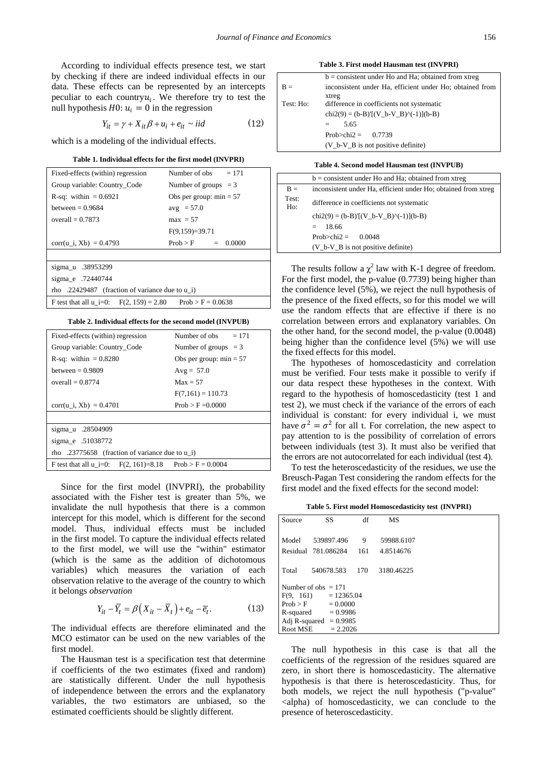According to individual effects presence test, we start by checking if there are indeed individual effects in our data. These effects can be represented by an intercepts peculiar to each country$u_i$. We therefore try to test the null hypothesis $H0$: $u_i = 0$ in the regression

$$Y_{it} = \gamma + X_{it}\beta + u_i + e_{it} \sim iid \qquad (12)$$

which is a modeling of the individual effects.

**Table 1. Individual effects for the first model (INVPRI)**

| | |
|---|---|
| Fixed-effects (within) regression | Number of obs = 171 |
| Group variable: Country_Code | Number of groups = 3 |
| R-sq: within = 0.6921 | Obs per group: min = 57 |
| between = 0.9684 | avg = 57.0 |
| overall = 0.7873 | max = 57 |
| | F(9,159)=39.71 |
| corr(u_i, Xb) = 0.4793 | Prob > F = 0.0000 |
| | |
| sigma_u .38953299 | |
| sigma_e .72440744 | |
| rho .22429487 (fraction of variance due to u_i) | |
| F test that all u_i=0: F(2, 159) = 2.80 | Prob > F = 0.0638 |

**Table 2. Individual effects for the second model (INVPUB)**

| | |
|---|---|
| Fixed-effects (within) regression | Number of obs = 171 |
| Group variable: Country_Code | Number of groups = 3 |
| R-sq: within = 0.8280 | Obs per group: min = 57 |
| between = 0.9809 | Avg = 57.0 |
| overall = 0.8774 | Max = 57 |
| | F(7,161) = 110.73 |
| corr(u_i, Xb) = 0.4701 | Prob > F =0.0000 |
| | |
| sigma_u .28504909 | |
| sigma_e .51038772 | |
| rho .23775658 (fraction of variance due to u_i) | |
| F test that all u_i=0: F(2, 161)=8.18 | Prob > F = 0.0004 |

Since for the first model (INVPRI), the probability associated with the Fisher test is greater than 5%, we invalidate the null hypothesis that there is a common intercept for this model, which is different for the second model. Thus, individual effects must be included in the first model. To capture the individual effects related to the first model, we will use the "within" estimator (which is the same as the addition of dichotomous variables) which measures the variation of each observation relative to the average of the country to which it belongs *observation*

$$Y_{it} - \overline{Y}_t = \beta\left(X_{it} - \overline{X}_t\right) + e_{it} - \overline{e}_t. \qquad (13)$$

The individual effects are therefore eliminated and the MCO estimator can be used on the new variables of the first model.

The Hausman test is a specification test that determine if coefficients of the two estimates (fixed and random) are statistically different. Under the null hypothesis of independence between the errors and the explanatory variables, the two estimators are unbiased, so the estimated coefficients should be slightly different.

**Table 3. First model Hausman test (INVPRI)**

| | |
|---|---|
| | b = consistent under Ho and Ha; obtained from xtreg |
| B = | inconsistent under Ha, efficient under Ho; obtained from xtreg |
| Test: Ho: | difference in coefficients not systematic |
| | chi2(9) = (b-B)'[(V_b-V_B)^(-1)](b-B) |
| | = 5.65 |
| | Prob>chi2 = 0.7739 |
| | (V_b-V_B is not positive definite) |

**Table 4. Second model Hausman test (INVPUB)**

| | |
|---|---|
| | b = consistent under Ho and Ha; obtained from xtreg |
| B = | inconsistent under Ha, efficient under Ho; obtained from xtreg |
| Test: Ho: | difference in coefficients not systematic |
| | chi2(9) = (b-B)'[(V_b-V_B)^(-1)](b-B) |
| | = 18.66 |
| | Prob>chi2 = 0.0048 |
| | (V_b-V_B is not positive definite) |

The results follow a $\chi^2$ law with K-1 degree of freedom. For the first model, the p-value (0.7739) being higher than the confidence level (5%), we reject the null hypothesis of the presence of the fixed effects, so for this model we will use the random effects that are effective if there is no correlation between errors and explanatory variables. On the other hand, for the second model, the p-value (0.0048) being higher than the confidence level (5%) we will use the fixed effects for this model.

The hypotheses of homoscedasticity and correlation must be verified. Four tests make it possible to verify if our data respect these hypotheses in the context. With regard to the hypothesis of homoscedasticity (test 1 and test 2), we must check if the variance of the errors of each individual is constant: for every individual i, we must have $\sigma^2 = \sigma^2$ for all t. For correlation, the new aspect to pay attention to is the possibility of correlation of errors between individuals (test 3). It must also be verified that the errors are not autocorrelated for each individual (test 4).

To test the heteroscedasticity of the residues, we use the Breusch-Pagan Test considering the random effects for the first model and the fixed effects for the second model:

**Table 5. First model Homoscedasticity test (INVPRI)**

| Source | SS | df | MS |
|---|---|---|---|
| Model | 539897.496 | 9 | 59988.6107 |
| Residual | 781.086284 | 161 | 4.8514676 |
| Total | 540678.583 | 170 | 3180.46225 |

Number of obs = 171
F(9, 161) = 12365.04
Prob > F = 0.0000
R-squared = 0.9986
Adj R-squared = 0.9985
Root MSE = 2.2026

The null hypothesis in this case is that all the coefficients of the regression of the residues squared are zero, in short there is homoscedasticity. The alternative hypothesis is that there is heteroscedasticity. Thus, for both models, we reject the null hypothesis ("p-value" <alpha) of homoscedasticity, we can conclude to the presence of heteroscedasticity.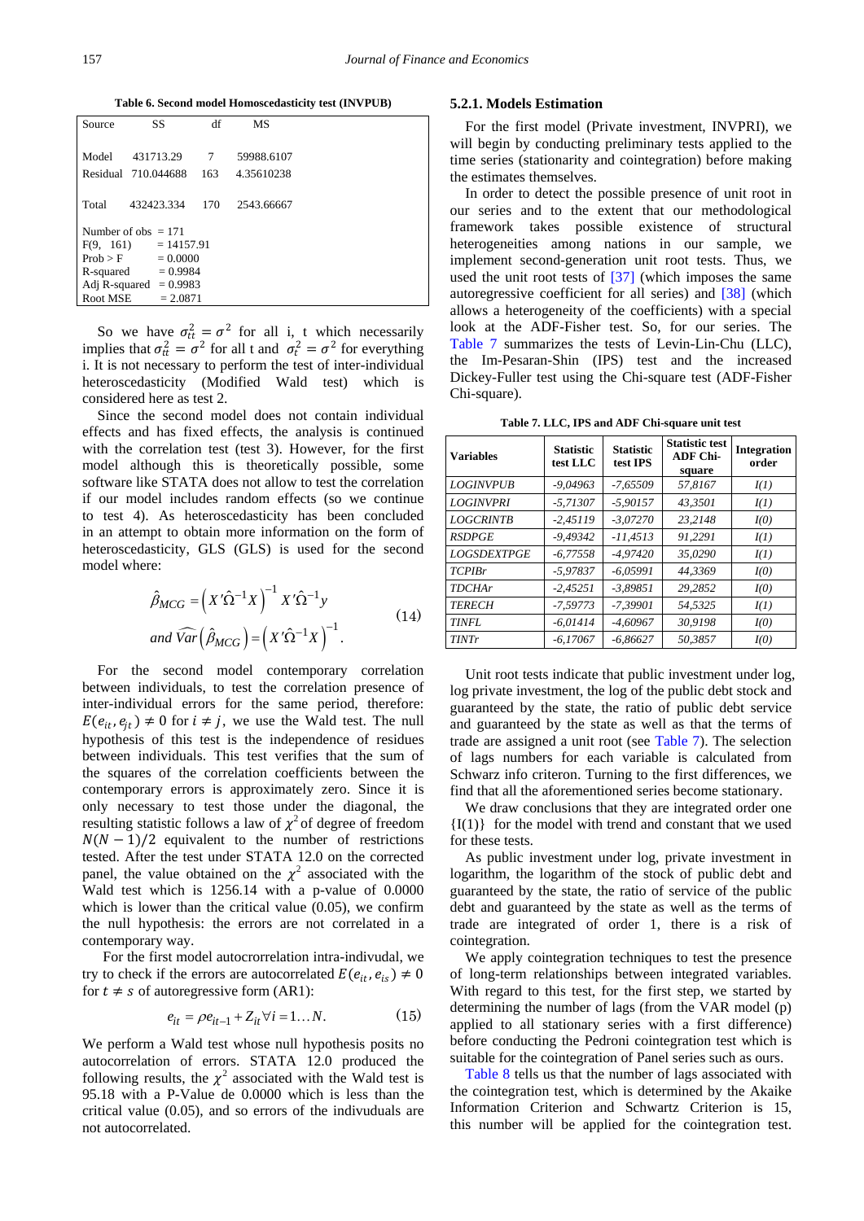**Table 6. Second model Homoscedasticity test (INVPUB)**

| Source | SS | df | MS |
|---|---|---|---|
| Model | 431713.29 | 7 | 59988.6107 |
| Residual | 710.044688 | 163 | 4.35610238 |
| Total | 432423.334 | 170 | 2543.66667 |

Number of obs = 171
F(9, 161) = 14157.91
Prob > F = 0.0000
R-squared = 0.9984
Adj R-squared = 0.9983
Root MSE = 2.0871

So we have $\sigma_{tt}^2 = \sigma^2$ for all i, t which necessarily implies that $\sigma_{tt}^2 = \sigma^2$ for all t and $\sigma_t^2 = \sigma^2$ for everything i. It is not necessary to perform the test of inter-individual heteroscedasticity (Modified Wald test) which is considered here as test 2.

Since the second model does not contain individual effects and has fixed effects, the analysis is continued with the correlation test (test 3). However, for the first model although this is theoretically possible, some software like STATA does not allow to test the correlation if our model includes random effects (so we continue to test 4). As heteroscedasticity has been concluded in an attempt to obtain more information on the form of heteroscedasticity, GLS (GLS) is used for the second model where:

$$\hat{\beta}_{MCG} = \left(X'\hat{\Omega}^{-1}X\right)^{-1} X'\hat{\Omega}^{-1}y$$
$$and\ \widehat{Var}\left(\hat{\beta}_{MCG}\right) = \left(X'\hat{\Omega}^{-1}X\right)^{-1}. \tag{14}$$

For the second model contemporary correlation between individuals, to test the correlation presence of inter-individual errors for the same period, therefore: $E(e_{it}, e_{jt}) \neq 0$ for $i \neq j$, we use the Wald test. The null hypothesis of this test is the independence of residues between individuals. This test verifies that the sum of the squares of the correlation coefficients between the contemporary errors is approximately zero. Since it is only necessary to test those under the diagonal, the resulting statistic follows a law of $\chi^2$ of degree of freedom $N(N-1)/2$ equivalent to the number of restrictions tested. After the test under STATA 12.0 on the corrected panel, the value obtained on the $\chi^2$ associated with the Wald test which is 1256.14 with a p-value of 0.0000 which is lower than the critical value (0.05), we confirm the null hypothesis: the errors are not correlated in a contemporary way.

For the first model autocrorrelation intra-indivudal, we try to check if the errors are autocorrelated $E(e_{it}, e_{is}) \neq 0$ for $t \neq s$ of autoregressive form (AR1):

$$e_{it} = \rho e_{it-1} + Z_{it} \forall i = 1 \ldots N. \tag{15}$$

We perform a Wald test whose null hypothesis posits no autocorrelation of errors. STATA 12.0 produced the following results, the $\chi^2$ associated with the Wald test is 95.18 with a P-Value de 0.0000 which is less than the critical value (0.05), and so errors of the indivuduals are not autocorrelated.

### 5.2.1. Models Estimation

For the first model (Private investment, INVPRI), we will begin by conducting preliminary tests applied to the time series (stationarity and cointegration) before making the estimates themselves.

In order to detect the possible presence of unit root in our series and to the extent that our methodological framework takes possible existence of structural heterogeneities among nations in our sample, we implement second-generation unit root tests. Thus, we used the unit root tests of [37] (which imposes the same autoregressive coefficient for all series) and [38] (which allows a heterogeneity of the coefficients) with a special look at the ADF-Fisher test. So, for our series. The Table 7 summarizes the tests of Levin-Lin-Chu (LLC), the Im-Pesaran-Shin (IPS) test and the increased Dickey-Fuller test using the Chi-square test (ADF-Fisher Chi-square).

**Table 7. LLC, IPS and ADF Chi-square unit test**

| Variables | Statistic test LLC | Statistic test IPS | Statistic test ADF Chi-square | Integration order |
|---|---|---|---|---|
| *LOGINVPUB* | *-9,04963* | *-7,65509* | *57,8167* | *I(1)* |
| *LOGINVPRI* | *-5,71307* | *-5,90157* | *43,3501* | *I(1)* |
| *LOGCRINTB* | *-2,45119* | *-3,07270* | *23,2148* | *I(0)* |
| *RSDPGE* | *-9,49342* | *-11,4513* | *91,2291* | *I(1)* |
| *LOGSDEXTPGE* | *-6,77558* | *-4,97420* | *35,0290* | *I(1)* |
| *TCPIBr* | *-5,97837* | *-6,05991* | *44,3369* | *I(0)* |
| *TDCHAr* | *-2,45251* | *-3,89851* | *29,2852* | *I(0)* |
| *TERECH* | *-7,59773* | *-7,39901* | *54,5325* | *I(1)* |
| *TINFL* | *-6,01414* | *-4,60967* | *30,9198* | *I(0)* |
| *TINTr* | *-6,17067* | *-6,86627* | *50,3857* | *I(0)* |

Unit root tests indicate that public investment under log, log private investment, the log of the public debt stock and guaranteed by the state, the ratio of public debt service and guaranteed by the state as well as that the terms of trade are assigned a unit root (see Table 7). The selection of lags numbers for each variable is calculated from Schwarz info criteron. Turning to the first differences, we find that all the aforementioned series become stationary.

We draw conclusions that they are integrated order one {I(1)} for the model with trend and constant that we used for these tests.

As public investment under log, private investment in logarithm, the logarithm of the stock of public debt and guaranteed by the state, the ratio of service of the public debt and guaranteed by the state as well as the terms of trade are integrated of order 1, there is a risk of cointegration.

We apply cointegration techniques to test the presence of long-term relationships between integrated variables. With regard to this test, for the first step, we started by determining the number of lags (from the VAR model (p)) applied to all stationary series with a first difference) before conducting the Pedroni cointegration test which is suitable for the cointegration of Panel series such as ours.

Table 8 tells us that the number of lags associated with the cointegration test, which is determined by the Akaike Information Criterion and Schwartz Criterion is 15, this number will be applied for the cointegration test.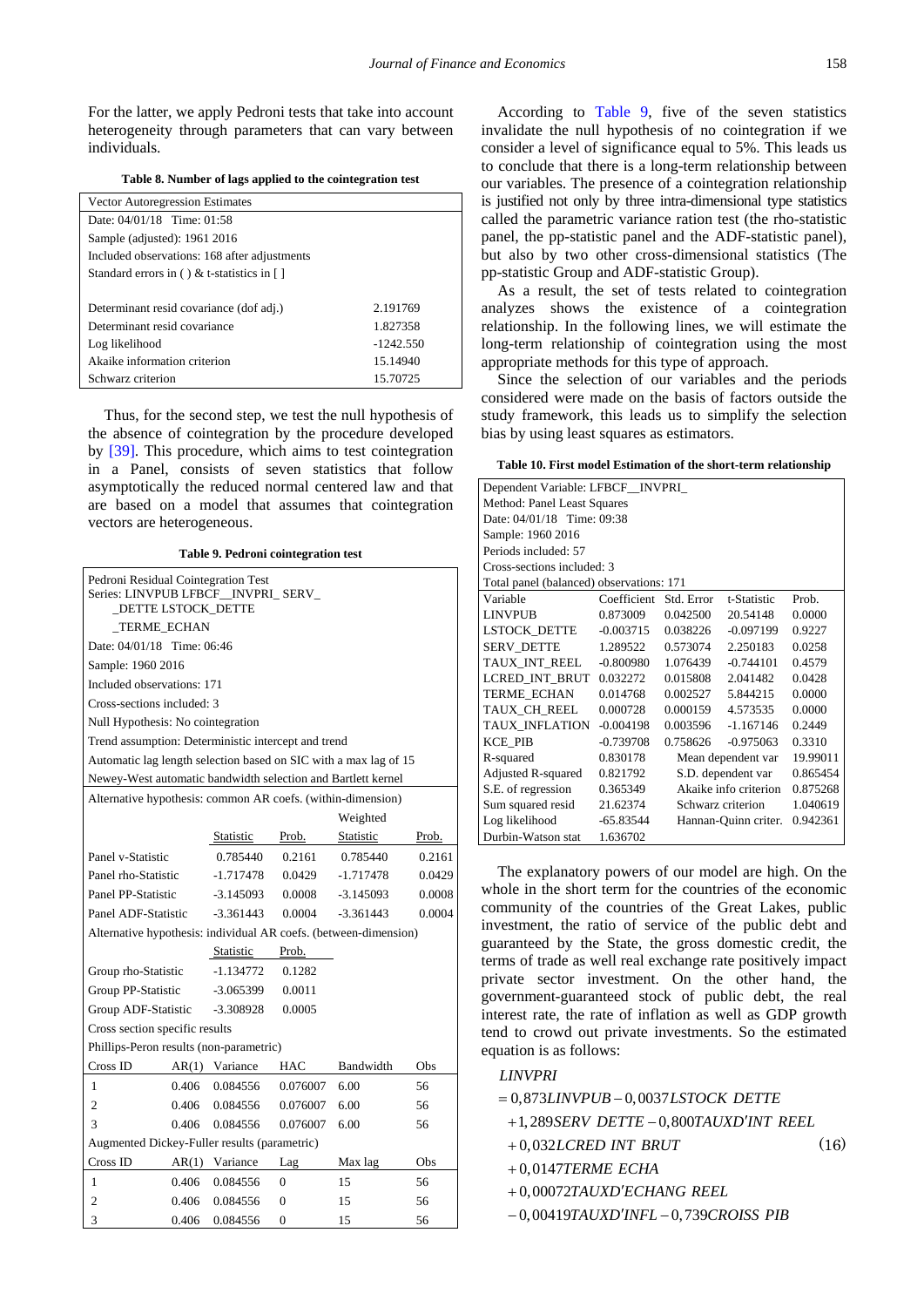For the latter, we apply Pedroni tests that take into account heterogeneity through parameters that can vary between individuals.

**Table 8. Number of lags applied to the cointegration test**

| Vector Autoregression Estimates | |
|---|---|
| Date: 04/01/18 Time: 01:58 | |
| Sample (adjusted): 1961 2016 | |
| Included observations: 168 after adjustments | |
| Standard errors in ( ) & t-statistics in [ ] | |
| | |
| Determinant resid covariance (dof adj.) | 2.191769 |
| Determinant resid covariance | 1.827358 |
| Log likelihood | -1242.550 |
| Akaike information criterion | 15.14940 |
| Schwarz criterion | 15.70725 |

Thus, for the second step, we test the null hypothesis of the absence of cointegration by the procedure developed by [39]. This procedure, which aims to test cointegration in a Panel, consists of seven statistics that follow asymptotically the reduced normal centered law and that are based on a model that assumes that cointegration vectors are heterogeneous.

**Table 9. Pedroni cointegration test**

| Pedroni Residual Cointegration Test | | | | | |
|---|---|---|---|---|---|
| Series: LINVPUB LFBCF__INVPRI_ SERV_ _DETTE LSTOCK_DETTE _TERME_ECHAN | | | | | |
| Date: 04/01/18 Time: 06:46 | | | | | |
| Sample: 1960 2016 | | | | | |
| Included observations: 171 | | | | | |
| Cross-sections included: 3 | | | | | |
| Null Hypothesis: No cointegration | | | | | |
| Trend assumption: Deterministic intercept and trend | | | | | |
| Automatic lag length selection based on SIC with a max lag of 15 | | | | | |
| Newey-West automatic bandwidth selection and Bartlett kernel | | | | | |
| Alternative hypothesis: common AR coefs. (within-dimension) | | | | | |
| | | | | Weighted | |
| | | Statistic | Prob. | Statistic | Prob. |
| Panel v-Statistic | | 0.785440 | 0.2161 | 0.785440 | 0.2161 |
| Panel rho-Statistic | | -1.717478 | 0.0429 | -1.717478 | 0.0429 |
| Panel PP-Statistic | | -3.145093 | 0.0008 | -3.145093 | 0.0008 |
| Panel ADF-Statistic | | -3.361443 | 0.0004 | -3.361443 | 0.0004 |
| Alternative hypothesis: individual AR coefs. (between-dimension) | | | | | |
| | | Statistic | Prob. | | |
| Group rho-Statistic | | -1.134772 | 0.1282 | | |
| Group PP-Statistic | | -3.065399 | 0.0011 | | |
| Group ADF-Statistic | | -3.308928 | 0.0005 | | |
| Cross section specific results | | | | | |
| Phillips-Peron results (non-parametric) | | | | | |
| Cross ID | AR(1) | Variance | HAC | Bandwidth | Obs |
| 1 | 0.406 | 0.084556 | 0.076007 | 6.00 | 56 |
| 2 | 0.406 | 0.084556 | 0.076007 | 6.00 | 56 |
| 3 | 0.406 | 0.084556 | 0.076007 | 6.00 | 56 |
| Augmented Dickey-Fuller results (parametric) | | | | | |
| Cross ID | AR(1) | Variance | Lag | Max lag | Obs |
| 1 | 0.406 | 0.084556 | 0 | 15 | 56 |
| 2 | 0.406 | 0.084556 | 0 | 15 | 56 |
| 3 | 0.406 | 0.084556 | 0 | 15 | 56 |

According to Table 9, five of the seven statistics invalidate the null hypothesis of no cointegration if we consider a level of significance equal to 5%. This leads us to conclude that there is a long-term relationship between our variables. The presence of a cointegration relationship is justified not only by three intra-dimensional type statistics called the parametric variance ration test (the rho-statistic panel, the pp-statistic panel and the ADF-statistic panel), but also by two other cross-dimensional statistics (The pp-statistic Group and ADF-statistic Group).

As a result, the set of tests related to cointegration analyzes shows the existence of a cointegration relationship. In the following lines, we will estimate the long-term relationship of cointegration using the most appropriate methods for this type of approach.

Since the selection of our variables and the periods considered were made on the basis of factors outside the study framework, this leads us to simplify the selection bias by using least squares as estimators.

**Table 10. First model Estimation of the short-term relationship**

| Dependent Variable: LFBCF__INVPRI_ | | | | |
|---|---|---|---|---|
| Method: Panel Least Squares | | | | |
| Date: 04/01/18 Time: 09:38 | | | | |
| Sample: 1960 2016 | | | | |
| Periods included: 57 | | | | |
| Cross-sections included: 3 | | | | |
| Total panel (balanced) observations: 171 | | | | |
| Variable | Coefficient | Std. Error | t-Statistic | Prob. |
| LINVPUB | 0.873009 | 0.042500 | 20.54148 | 0.0000 |
| LSTOCK_DETTE | -0.003715 | 0.038226 | -0.097199 | 0.9227 |
| SERV_DETTE | 1.289522 | 0.573074 | 2.250183 | 0.0258 |
| TAUX_INT_REEL | -0.800980 | 1.076439 | -0.744101 | 0.4579 |
| LCRED_INT_BRUT | 0.032272 | 0.015808 | 2.041482 | 0.0428 |
| TERME_ECHAN | 0.014768 | 0.002527 | 5.844215 | 0.0000 |
| TAUX_CH_REEL | 0.000728 | 0.000159 | 4.573535 | 0.0000 |
| TAUX_INFLATION | -0.004198 | 0.003596 | -1.167146 | 0.2449 |
| KCE_PIB | -0.739708 | 0.758626 | -0.975063 | 0.3310 |
| R-squared | 0.830178 | Mean dependent var | | 19.99011 |
| Adjusted R-squared | 0.821792 | S.D. dependent var | | 0.865454 |
| S.E. of regression | 0.365349 | Akaike info criterion | | 0.875268 |
| Sum squared resid | 21.62374 | Schwarz criterion | | 1.040619 |
| Log likelihood | -65.83544 | Hannan-Quinn criter. | | 0.942361 |
| Durbin-Watson stat | 1.636702 | | | |

The explanatory powers of our model are high. On the whole in the short term for the countries of the economic community of the countries of the Great Lakes, public investment, the ratio of service of the public debt and guaranteed by the State, the gross domestic credit, the terms of trade as well real exchange rate positively impact private sector investment. On the other hand, the government-guaranteed stock of public debt, the real interest rate, the rate of inflation as well as GDP growth tend to crowd out private investments. So the estimated equation is as follows:

$$
\begin{aligned}
&LINVPRI \\
&= 0{,}873 LINVPUB - 0{,}0037 LSTOCK\ DETTE \\
&+ 1{,}289 SERV\ DETTE - 0{,}800 TAUXD'INT\ REEL \\
&+ 0{,}032 LCRED\ INT\ BRUT \\
&+ 0{,}0147 TERME\ ECHA \\
&+ 0{,}00072 TAUXD'ECHANG\ REEL \\
&- 0{,}00419 TAUXD'INFL - 0{,}739 CROISS\ PIB
\end{aligned}
\tag{16}
$$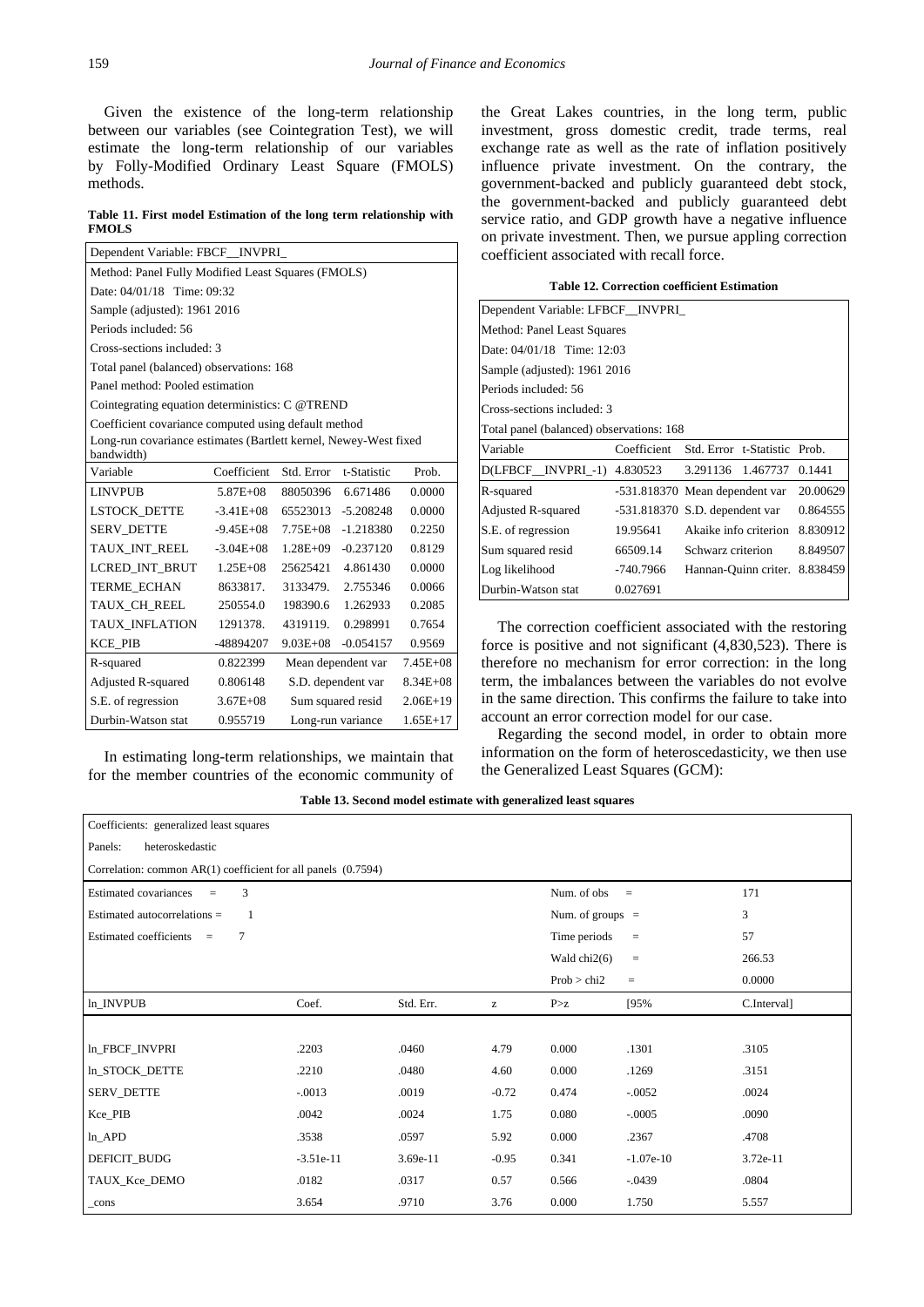Given the existence of the long-term relationship between our variables (see Cointegration Test), we will estimate the long-term relationship of our variables by Folly-Modified Ordinary Least Square (FMOLS) methods.

**Table 11. First model Estimation of the long term relationship with FMOLS**

| Dependent Variable: FBCF__INVPRI_ | | | | |
|---|---|---|---|---|
| Method: Panel Fully Modified Least Squares (FMOLS) | | | | |
| Date: 04/01/18 Time: 09:32 | | | | |
| Sample (adjusted): 1961 2016 | | | | |
| Periods included: 56 | | | | |
| Cross-sections included: 3 | | | | |
| Total panel (balanced) observations: 168 | | | | |
| Panel method: Pooled estimation | | | | |
| Cointegrating equation deterministics: C @TREND | | | | |
| Coefficient covariance computed using default method | | | | |
| Long-run covariance estimates (Bartlett kernel, Newey-West fixed bandwidth) | | | | |
| Variable | Coefficient | Std. Error | t-Statistic | Prob. |
| LINVPUB | 5.87E+08 | 88050396 | 6.671486 | 0.0000 |
| LSTOCK_DETTE | -3.41E+08 | 65523013 | -5.208248 | 0.0000 |
| SERV_DETTE | -9.45E+08 | 7.75E+08 | -1.218380 | 0.2250 |
| TAUX_INT_REEL | -3.04E+08 | 1.28E+09 | -0.237120 | 0.8129 |
| LCRED_INT_BRUT | 1.25E+08 | 25625421 | 4.861430 | 0.0000 |
| TERME_ECHAN | 8633817. | 3133479. | 2.755346 | 0.0066 |
| TAUX_CH_REEL | 250554.0 | 198390.6 | 1.262933 | 0.2085 |
| TAUX_INFLATION | 1291378. | 4319119. | 0.298991 | 0.7654 |
| KCE_PIB | -48894207 | 9.03E+08 | -0.054157 | 0.9569 |
| R-squared | 0.822399 | Mean dependent var | | 7.45E+08 |
| Adjusted R-squared | 0.806148 | S.D. dependent var | | 8.34E+08 |
| S.E. of regression | 3.67E+08 | Sum squared resid | | 2.06E+19 |
| Durbin-Watson stat | 0.955719 | Long-run variance | | 1.65E+17 |

In estimating long-term relationships, we maintain that for the member countries of the economic community of the Great Lakes countries, in the long term, public investment, gross domestic credit, trade terms, real exchange rate as well as the rate of inflation positively influence private investment. On the contrary, the government-backed and publicly guaranteed debt stock, the government-backed and publicly guaranteed debt service ratio, and GDP growth have a negative influence on private investment. Then, we pursue appling correction coefficient associated with recall force.

**Table 12. Correction coefficient Estimation**

| Dependent Variable: LFBCF__INVPRI_ | | | | |
|---|---|---|---|---|
| Method: Panel Least Squares | | | | |
| Date: 04/01/18 Time: 12:03 | | | | |
| Sample (adjusted): 1961 2016 | | | | |
| Periods included: 56 | | | | |
| Cross-sections included: 3 | | | | |
| Total panel (balanced) observations: 168 | | | | |
| Variable | Coefficient | Std. Error | t-Statistic | Prob. |
| D(LFBCF__INVPRI_-1) | 4.830523 | 3.291136 | 1.467737 | 0.1441 |
| R-squared | -531.818370 | Mean dependent var | | 20.00629 |
| Adjusted R-squared | -531.818370 | S.D. dependent var | | 0.864555 |
| S.E. of regression | 19.95641 | Akaike info criterion | | 8.830912 |
| Sum squared resid | 66509.14 | Schwarz criterion | | 8.849507 |
| Log likelihood | -740.7966 | Hannan-Quinn criter. | | 8.838459 |
| Durbin-Watson stat | 0.027691 | | | |

The correction coefficient associated with the restoring force is positive and not significant (4,830,523). There is therefore no mechanism for error correction: in the long term, the imbalances between the variables do not evolve in the same direction. This confirms the failure to take into account an error correction model for our case.

Regarding the second model, in order to obtain more information on the form of heteroscedasticity, we then use the Generalized Least Squares (GCM):

**Table 13. Second model estimate with generalized least squares**

| Coefficients: generalized least squares | | | | | | |
|---|---|---|---|---|---|---|
| Panels: heteroskedastic | | | | | | |
| Correlation: common AR(1) coefficient for all panels (0.7594) | | | | | | |
| Estimated covariances = 3 | | | | Num. of obs = | | 171 |
| Estimated autocorrelations = 1 | | | | Num. of groups = | | 3 |
| Estimated coefficients = 7 | | | | Time periods = | | 57 |
| | | | | Wald chi2(6) = | | 266.53 |
| | | | | Prob > chi2 = | | 0.0000 |
| ln_INVPUB | Coef. | Std. Err. | z | P>z | [95% | C.Interval] |
| ln_FBCF_INVPRI | .2203 | .0460 | 4.79 | 0.000 | .1301 | .3105 |
| ln_STOCK_DETTE | .2210 | .0480 | 4.60 | 0.000 | .1269 | .3151 |
| SERV_DETTE | -.0013 | .0019 | -0.72 | 0.474 | -.0052 | .0024 |
| Kce_PIB | .0042 | .0024 | 1.75 | 0.080 | -.0005 | .0090 |
| ln_APD | .3538 | .0597 | 5.92 | 0.000 | .2367 | .4708 |
| DEFICIT_BUDG | -3.51e-11 | 3.69e-11 | -0.95 | 0.341 | -1.07e-10 | 3.72e-11 |
| TAUX_Kce_DEMO | .0182 | .0317 | 0.57 | 0.566 | -.0439 | .0804 |
| _cons | 3.654 | .9710 | 3.76 | 0.000 | 1.750 | 5.557 |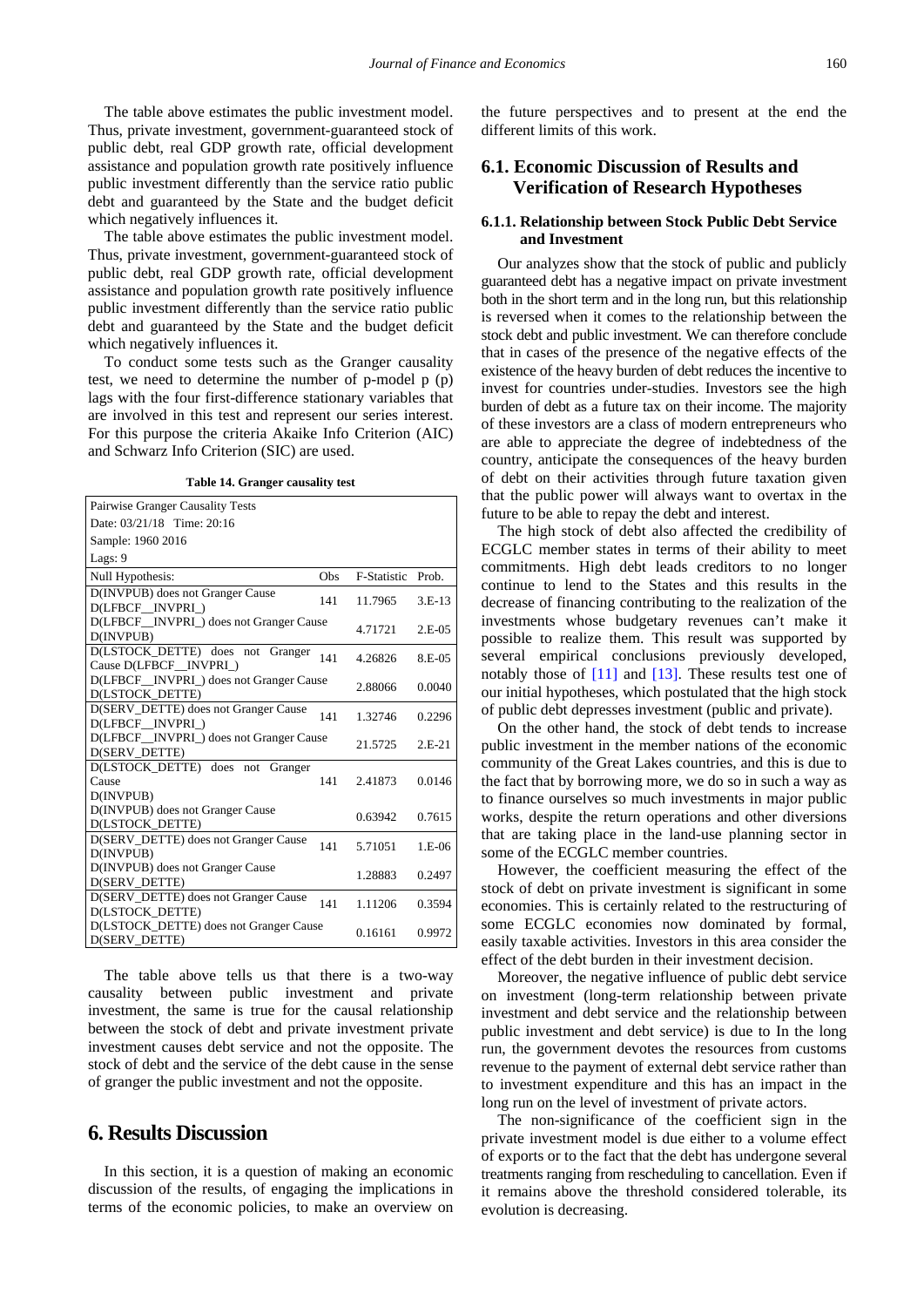The table above estimates the public investment model. Thus, private investment, government-guaranteed stock of public debt, real GDP growth rate, official development assistance and population growth rate positively influence public investment differently than the service ratio public debt and guaranteed by the State and the budget deficit which negatively influences it.

The table above estimates the public investment model. Thus, private investment, government-guaranteed stock of public debt, real GDP growth rate, official development assistance and population growth rate positively influence public investment differently than the service ratio public debt and guaranteed by the State and the budget deficit which negatively influences it.

To conduct some tests such as the Granger causality test, we need to determine the number of p-model p (p) lags with the four first-difference stationary variables that are involved in this test and represent our series interest. For this purpose the criteria Akaike Info Criterion (AIC) and Schwarz Info Criterion (SIC) are used.

**Table 14. Granger causality test**

| Pairwise Granger Causality Tests | | | |
|---|---|---|---|
| Date: 03/21/18 Time: 20:16 | | | |
| Sample: 1960 2016 | | | |
| Lags: 9 | | | |
| Null Hypothesis: | Obs | F-Statistic | Prob. |
| D(INVPUB) does not Granger Cause D(LFBCF__INVPRI_) | 141 | 11.7965 | 3.E-13 |
| D(LFBCF__INVPRI_) does not Granger Cause D(INVPUB) | | 4.71721 | 2.E-05 |
| D(LSTOCK_DETTE) does not Granger Cause D(LFBCF__INVPRI_) | 141 | 4.26826 | 8.E-05 |
| D(LFBCF__INVPRI_) does not Granger Cause D(LSTOCK_DETTE) | | 2.88066 | 0.0040 |
| D(SERV_DETTE) does not Granger Cause D(LFBCF__INVPRI_) | 141 | 1.32746 | 0.2296 |
| D(LFBCF__INVPRI_) does not Granger Cause D(SERV_DETTE) | | 21.5725 | 2.E-21 |
| D(LSTOCK_DETTE) does not Granger Cause D(INVPUB) | 141 | 2.41873 | 0.0146 |
| D(INVPUB) does not Granger Cause D(LSTOCK_DETTE) | | 0.63942 | 0.7615 |
| D(SERV_DETTE) does not Granger Cause D(INVPUB) | 141 | 5.71051 | 1.E-06 |
| D(INVPUB) does not Granger Cause D(SERV_DETTE) | | 1.28883 | 0.2497 |
| D(SERV_DETTE) does not Granger Cause D(LSTOCK_DETTE) | 141 | 1.11206 | 0.3594 |
| D(LSTOCK_DETTE) does not Granger Cause D(SERV_DETTE) | | 0.16161 | 0.9972 |

The table above tells us that there is a two-way causality between public investment and private investment, the same is true for the causal relationship between the stock of debt and private investment private investment causes debt service and not the opposite. The stock of debt and the service of the debt cause in the sense of granger the public investment and not the opposite.

# 6. Results Discussion

In this section, it is a question of making an economic discussion of the results, of engaging the implications in terms of the economic policies, to make an overview on the future perspectives and to present at the end the different limits of this work.

## 6.1. Economic Discussion of Results and Verification of Research Hypotheses

### 6.1.1. Relationship between Stock Public Debt Service and Investment

Our analyzes show that the stock of public and publicly guaranteed debt has a negative impact on private investment both in the short term and in the long run, but this relationship is reversed when it comes to the relationship between the stock debt and public investment. We can therefore conclude that in cases of the presence of the negative effects of the existence of the heavy burden of debt reduces the incentive to invest for countries under-studies. Investors see the high burden of debt as a future tax on their income. The majority of these investors are a class of modern entrepreneurs who are able to appreciate the degree of indebtedness of the country, anticipate the consequences of the heavy burden of debt on their activities through future taxation given that the public power will always want to overtax in the future to be able to repay the debt and interest.

The high stock of debt also affected the credibility of ECGLC member states in terms of their ability to meet commitments. High debt leads creditors to no longer continue to lend to the States and this results in the decrease of financing contributing to the realization of the investments whose budgetary revenues can't make it possible to realize them. This result was supported by several empirical conclusions previously developed, notably those of [11] and [13]. These results test one of our initial hypotheses, which postulated that the high stock of public debt depresses investment (public and private).

On the other hand, the stock of debt tends to increase public investment in the member nations of the economic community of the Great Lakes countries, and this is due to the fact that by borrowing more, we do so in such a way as to finance ourselves so much investments in major public works, despite the return operations and other diversions that are taking place in the land-use planning sector in some of the ECGLC member countries.

However, the coefficient measuring the effect of the stock of debt on private investment is significant in some economies. This is certainly related to the restructuring of some ECGLC economies now dominated by formal, easily taxable activities. Investors in this area consider the effect of the debt burden in their investment decision.

Moreover, the negative influence of public debt service on investment (long-term relationship between private investment and debt service and the relationship between public investment and debt service) is due to In the long run, the government devotes the resources from customs revenue to the payment of external debt service rather than to investment expenditure and this has an impact in the long run on the level of investment of private actors.

The non-significance of the coefficient sign in the private investment model is due either to a volume effect of exports or to the fact that the debt has undergone several treatments ranging from rescheduling to cancellation. Even if it remains above the threshold considered tolerable, its evolution is decreasing.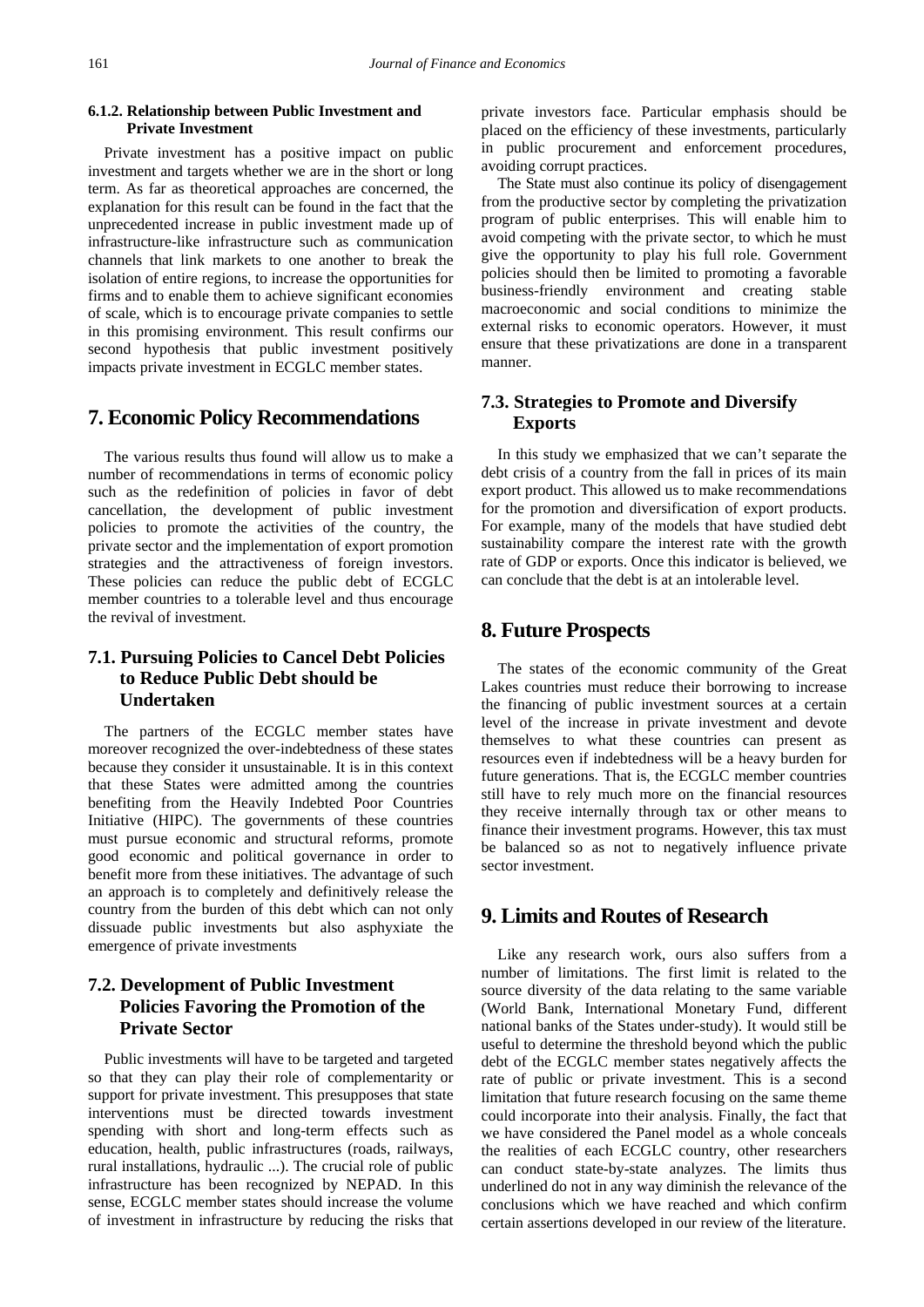#### 6.1.2. Relationship between Public Investment and Private Investment

Private investment has a positive impact on public investment and targets whether we are in the short or long term. As far as theoretical approaches are concerned, the explanation for this result can be found in the fact that the unprecedented increase in public investment made up of infrastructure-like infrastructure such as communication channels that link markets to one another to break the isolation of entire regions, to increase the opportunities for firms and to enable them to achieve significant economies of scale, which is to encourage private companies to settle in this promising environment. This result confirms our second hypothesis that public investment positively impacts private investment in ECGLC member states.

## 7. Economic Policy Recommendations

The various results thus found will allow us to make a number of recommendations in terms of economic policy such as the redefinition of policies in favor of debt cancellation, the development of public investment policies to promote the activities of the country, the private sector and the implementation of export promotion strategies and the attractiveness of foreign investors. These policies can reduce the public debt of ECGLC member countries to a tolerable level and thus encourage the revival of investment.

### 7.1. Pursuing Policies to Cancel Debt Policies to Reduce Public Debt should be Undertaken

The partners of the ECGLC member states have moreover recognized the over-indebtedness of these states because they consider it unsustainable. It is in this context that these States were admitted among the countries benefiting from the Heavily Indebted Poor Countries Initiative (HIPC). The governments of these countries must pursue economic and structural reforms, promote good economic and political governance in order to benefit more from these initiatives. The advantage of such an approach is to completely and definitively release the country from the burden of this debt which can not only dissuade public investments but also asphyxiate the emergence of private investments

### 7.2. Development of Public Investment Policies Favoring the Promotion of the Private Sector

Public investments will have to be targeted and targeted so that they can play their role of complementarity or support for private investment. This presupposes that state interventions must be directed towards investment spending with short and long-term effects such as education, health, public infrastructures (roads, railways, rural installations, hydraulic ...). The crucial role of public infrastructure has been recognized by NEPAD. In this sense, ECGLC member states should increase the volume of investment in infrastructure by reducing the risks that private investors face. Particular emphasis should be placed on the efficiency of these investments, particularly in public procurement and enforcement procedures, avoiding corrupt practices.

The State must also continue its policy of disengagement from the productive sector by completing the privatization program of public enterprises. This will enable him to avoid competing with the private sector, to which he must give the opportunity to play his full role. Government policies should then be limited to promoting a favorable business-friendly environment and creating stable macroeconomic and social conditions to minimize the external risks to economic operators. However, it must ensure that these privatizations are done in a transparent manner.

### 7.3. Strategies to Promote and Diversify Exports

In this study we emphasized that we can't separate the debt crisis of a country from the fall in prices of its main export product. This allowed us to make recommendations for the promotion and diversification of export products. For example, many of the models that have studied debt sustainability compare the interest rate with the growth rate of GDP or exports. Once this indicator is believed, we can conclude that the debt is at an intolerable level.

## 8. Future Prospects

The states of the economic community of the Great Lakes countries must reduce their borrowing to increase the financing of public investment sources at a certain level of the increase in private investment and devote themselves to what these countries can present as resources even if indebtedness will be a heavy burden for future generations. That is, the ECGLC member countries still have to rely much more on the financial resources they receive internally through tax or other means to finance their investment programs. However, this tax must be balanced so as not to negatively influence private sector investment.

## 9. Limits and Routes of Research

Like any research work, ours also suffers from a number of limitations. The first limit is related to the source diversity of the data relating to the same variable (World Bank, International Monetary Fund, different national banks of the States under-study). It would still be useful to determine the threshold beyond which the public debt of the ECGLC member states negatively affects the rate of public or private investment. This is a second limitation that future research focusing on the same theme could incorporate into their analysis. Finally, the fact that we have considered the Panel model as a whole conceals the realities of each ECGLC country, other researchers can conduct state-by-state analyzes. The limits thus underlined do not in any way diminish the relevance of the conclusions which we have reached and which confirm certain assertions developed in our review of the literature.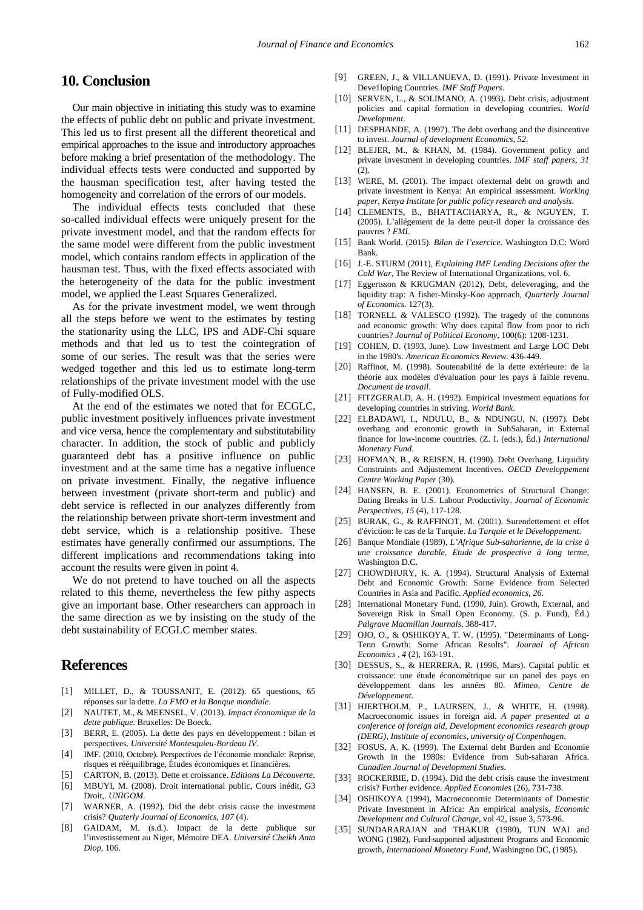## 10. Conclusion

Our main objective in initiating this study was to examine the effects of public debt on public and private investment. This led us to first present all the different theoretical and empirical approaches to the issue and introductory approaches before making a brief presentation of the methodology. The individual effects tests were conducted and supported by the hausman specification test, after having tested the homogeneity and correlation of the errors of our models.

The individual effects tests concluded that these so-called individual effects were uniquely present for the private investment model, and that the random effects for the same model were different from the public investment model, which contains random effects in application of the hausman test. Thus, with the fixed effects associated with the heterogeneity of the data for the public investment model, we applied the Least Squares Generalized.

As for the private investment model, we went through all the steps before we went to the estimates by testing the stationarity using the LLC, IPS and ADF-Chi square methods and that led us to test the cointegration of some of our series. The result was that the series were wedged together and this led us to estimate long-term relationships of the private investment model with the use of Fully-modified OLS.

At the end of the estimates we noted that for ECGLC, public investment positively influences private investment and vice versa, hence the complementary and substitutability character. In addition, the stock of public and publicly guaranteed debt has a positive influence on public investment and at the same time has a negative influence on private investment. Finally, the negative influence between investment (private short-term and public) and debt service is reflected in our analyzes differently from the relationship between private short-term investment and debt service, which is a relationship positive. These estimates have generally confirmed our assumptions. The different implications and recommendations taking into account the results were given in point 4.

We do not pretend to have touched on all the aspects related to this theme, nevertheless the few pithy aspects give an important base. Other researchers can approach in the same direction as we by insisting on the study of the debt sustainability of ECGLC member states.

## References

[1] MILLET, D., & TOUSSANIT, E. (2012). 65 questions, 65 réponses sur la dette. *La FMO et la Banque mondiale*.

[2] NAUTET, M., & MEENSEL, V. (2013). *Impact économique de la dette publique.* Bruxelles: De Boeck.

[3] BERR, E. (2005). La dette des pays en développement : bilan et perspectives. *Université Montesquieu-Bordeau IV*.

[4] IMF. (2010, Octobre). Perspectives de l'économie mondiale: Reprise, risques et rééquilibrage, Études économiques et financières.

[5] CARTON, B. (2013). Dette et croissance. *Editions La Découverte*.

[6] MBUYI, M. (2008). Droit international public, Cours inédit, G3 Droit,. *UNIGOM*.

[7] WARNER, A. (1992). Did the debt crisis cause the investment crisis? *Quaterly Journal of Economics, 107* (4).

[8] GAIDAM, M. (s.d.). Impact de la dette publique sur l'investissement au Niger, Mémoire DEA. *Université Cheikh Anta Diop*, 106.

[9] GREEN, J., & VILLANUEVA, D. (1991). Private lnvestment in Deve1loping Countries. *IMF Staff Papers*.

[10] SERVEN, L., & SOLIMANO, A. (1993). Debt crisis, adjustment policies and capital formation in developing countries. *World Development*.

[11] DESPHANDE, A. (1997). The debt overhang and the disincentive to invest. *Journal of development Economics, 52*.

[12] BLEJER, M., & KHAN, M. (1984). Government policy and private investment in developing countries. *IMF staff papers, 31* (2).

[13] WERE, M. (2001). The impact ofexternal debt on growth and private investment in Kenya: An empirical assessment. *Working paper, Kenya Institute for public policy research and analysis*.

[14] CLEMENTS, B., BHATTACHARYA, R., & NGUYEN, T. (2005). L'allégement de la dette peut-il doper la croissance des pauvres ? *FMI*.

[15] Bank World. (2015). *Bilan de l'exercice.* Washington D.C: Word Bank.

[16] J.-E. STURM (2011), *Explaining IMF Lending Decisions after the Cold War*, The Review of International Organizations, vol. 6.

[17] Eggertsson & KRUGMAN (2012), Debt, deleveraging, and the liquidity trap: A fisher-Minsky-Koo approach, *Quarterly Journal of Economics*. 127(3).

[18] TORNELL & VALESCO (1992). The tragedy of the commons and economic growth: Why does capital flow from poor to rich countries? *Journal of Political Economy*, 100(6): 1208-1231.

[19] COHEN, D. (1993, June). Low Investment and Large LOC Debt in the 1980's. *American Economics Review*. 436-449.

[20] Raffinot, M. (1998). Soutenabilité de la dette extérieure: de la théorie aux modèles d'évaluation pour les pays à faible revenu. *Document de travail*.

[21] FITZGERALD, A. H. (1992). Empirical investment equations for developing countries in striving. *World Bank*.

[22] ELBADAWI, I., NDULU, B., & NDUNGU, N. (1997). Debt overhang and economic growth in SubSaharan, in External finance for low-income countries. (Z. I. (eds.), Éd.) *International Monetary Fund*.

[23] HOFMAN, B., & REISEN, H. (1990). Debt Overhang, Liquidity Constraints and Adjustement Incentives. *OECD Developpement Centre Working Paper* (30).

[24] HANSEN, B. E. (2001). Econometrics of Structural Change: Dating Breaks in U.S. Labour Productivity. *Journal of Economic Perspectives, 15* (4), 117-128.

[25] BURAK, G., & RAFFINOT, M. (2001). Surendettement et effet d'éviction: le cas de la Turquie. *La Turquie et le Développement*.

[26] Banque Mondiale (1989), *L'Afrique Sub-saharienne, de la crise à une croissance durable, Etude de prospective à long terme*, Washington D.C.

[27] CHOWDHURY, K. A. (1994). Structural Analysis of External Debt and Economic Growth: Sorne Evidence from Selected Countries in Asia and Pacific. *Applied economics, 26*.

[28] International Monetary Fund. (1990, Juin). Growth, External, and Sovereign Risk in Small Open Economy. (S. p. Fund), Éd.) *Palgrave Macmillan Journals*, 388-417.

[29] OJO, O., & OSHIKOYA, T. W. (1995). "Determinants of Long-Tenn Growth: Sorne African Results". *Journal of African Economics , 4* (2), 163-191.

[30] DESSUS, S., & HERRERA, R. (1996, Mars). Capital public et croissance: une étude économétrique sur un panel des pays en développement dans les années 80. *Mimeo, Centre de Développement*.

[31] HJERTHOLM, P., LAURSEN, J., & WHITE, H. (1998). Macroeconomic issues in foreign aid. *A paper presented at a conference of foreign aid, Development economics research group (DERG), Institute of economics, university of Conpenhagen*.

[32] FOSUS, A. K. (1999). The External debt Burden and Economie Growth in the 1980s: Evidence from Sub-saharan Africa. *Canadien Journal of Developmenl Studies*.

[33] ROCKERBIE, D. (1994). Did the debt crisis cause the investment crisis? Further evidence. *Applied Economies* (26), 731-738.

[34] OSHIKOYA (1994), Macroeconomic Determinants of Domestic Private Investment in Africa: An empirical analysis, *Economic Development and Cultural Change*, vol 42, issue 3, 573-96.

[35] SUNDARARAJAN and THAKUR (1980), TUN WAI and WONG (1982), Fund-supported adjustment Programs and Economic growth, *International Monetary Fund*, Washington DC, (1985).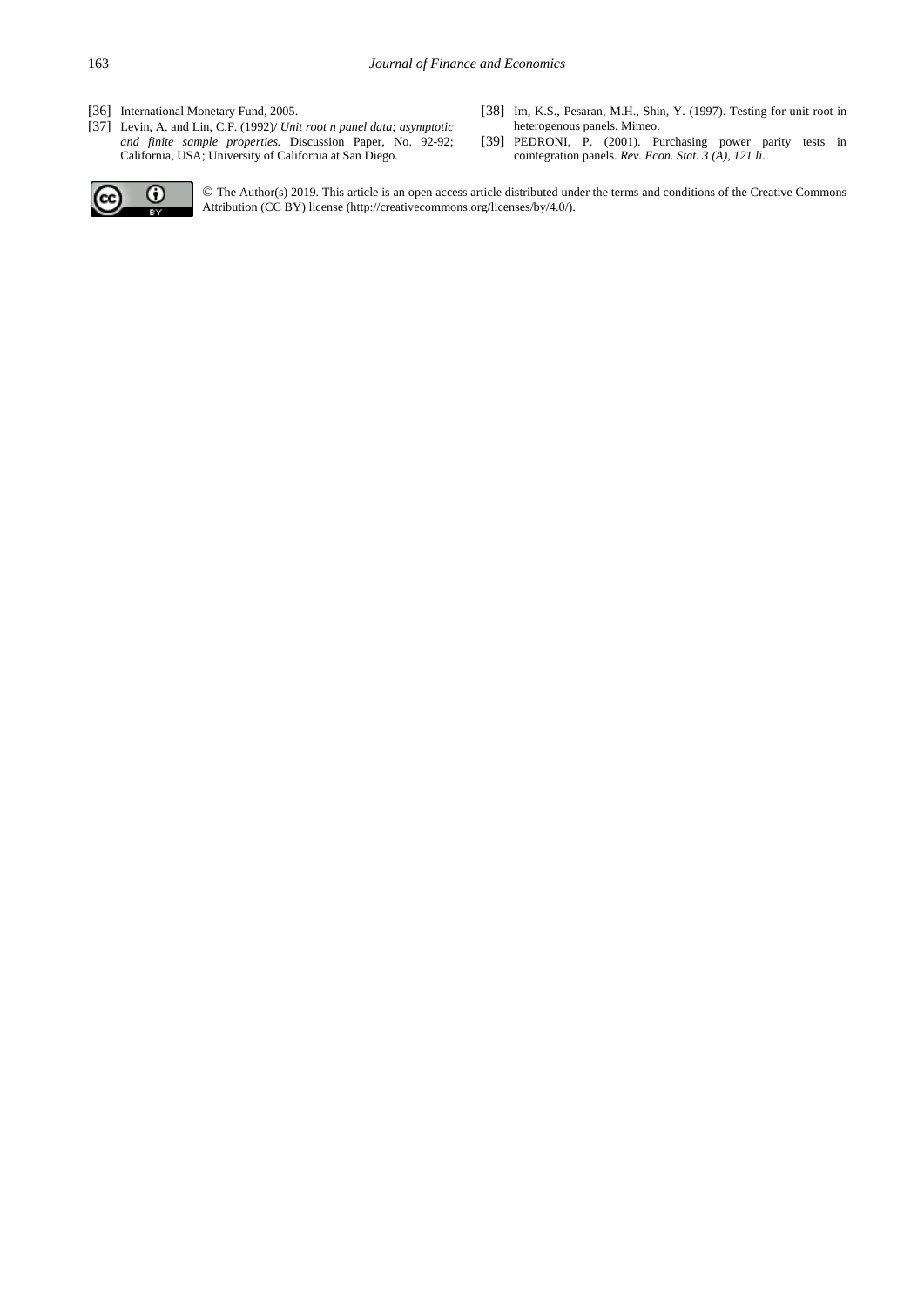[36] International Monetary Fund, 2005.

[37] Levin, A. and Lin, C.F. (1992)/ *Unit root n panel data; asymptotic and finite sample properties.* Discussion Paper, No. 92-92; California, USA; University of California at San Diego.

[38] Im, K.S., Pesaran, M.H., Shin, Y. (1997). Testing for unit root in heterogenous panels. Mimeo.

[39] PEDRONI, P. (2001). Purchasing power parity tests in cointegration panels. *Rev. Econ. Stat. 3 (A), 121 li.*

© The Author(s) 2019. This article is an open access article distributed under the terms and conditions of the Creative Commons Attribution (CC BY) license (http://creativecommons.org/licenses/by/4.0/).